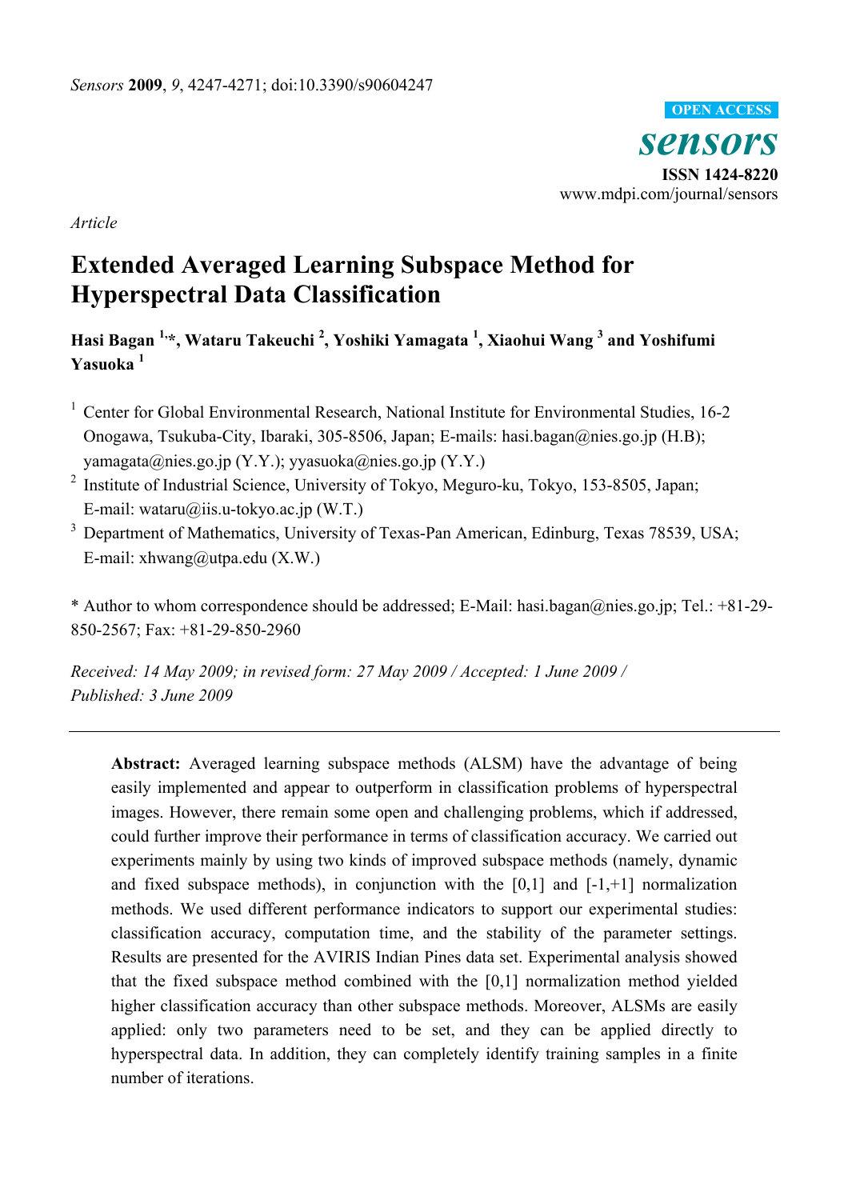*Article*

# Extended Averaged Learning Subspace Method for Hyperspectral Data Classification

**Hasi Bagan [1,*], Wataru Takeuchi [2], Yoshiki Yamagata [1], Xiaohui Wang [3] and Yoshifumi Yasuoka [1]**

[1] Center for Global Environmental Research, National Institute for Environmental Studies, 16-2 Onogawa, Tsukuba-City, Ibaraki, 305-8506, Japan; E-mails: hasi.bagan@nies.go.jp (H.B); yamagata@nies.go.jp (Y.Y.); yyasuoka@nies.go.jp (Y.Y.)

[2] Institute of Industrial Science, University of Tokyo, Meguro-ku, Tokyo, 153-8505, Japan; E-mail: wataru@iis.u-tokyo.ac.jp (W.T.)

[3] Department of Mathematics, University of Texas-Pan American, Edinburg, Texas 78539, USA; E-mail: xhwang@utpa.edu (X.W.)

\* Author to whom correspondence should be addressed; E-Mail: hasi.bagan@nies.go.jp; Tel.: +81-29-850-2567; Fax: +81-29-850-2960

*Received: 14 May 2009; in revised form: 27 May 2009 / Accepted: 1 June 2009 / Published: 3 June 2009*

---

**Abstract:** Averaged learning subspace methods (ALSM) have the advantage of being easily implemented and appear to outperform in classification problems of hyperspectral images. However, there remain some open and challenging problems, which if addressed, could further improve their performance in terms of classification accuracy. We carried out experiments mainly by using two kinds of improved subspace methods (namely, dynamic and fixed subspace methods), in conjunction with the [0,1] and [-1,+1] normalization methods. We used different performance indicators to support our experimental studies: classification accuracy, computation time, and the stability of the parameter settings. Results are presented for the AVIRIS Indian Pines data set. Experimental analysis showed that the fixed subspace method combined with the [0,1] normalization method yielded higher classification accuracy than other subspace methods. Moreover, ALSMs are easily applied: only two parameters need to be set, and they can be applied directly to hyperspectral data. In addition, they can completely identify training samples in a finite number of iterations.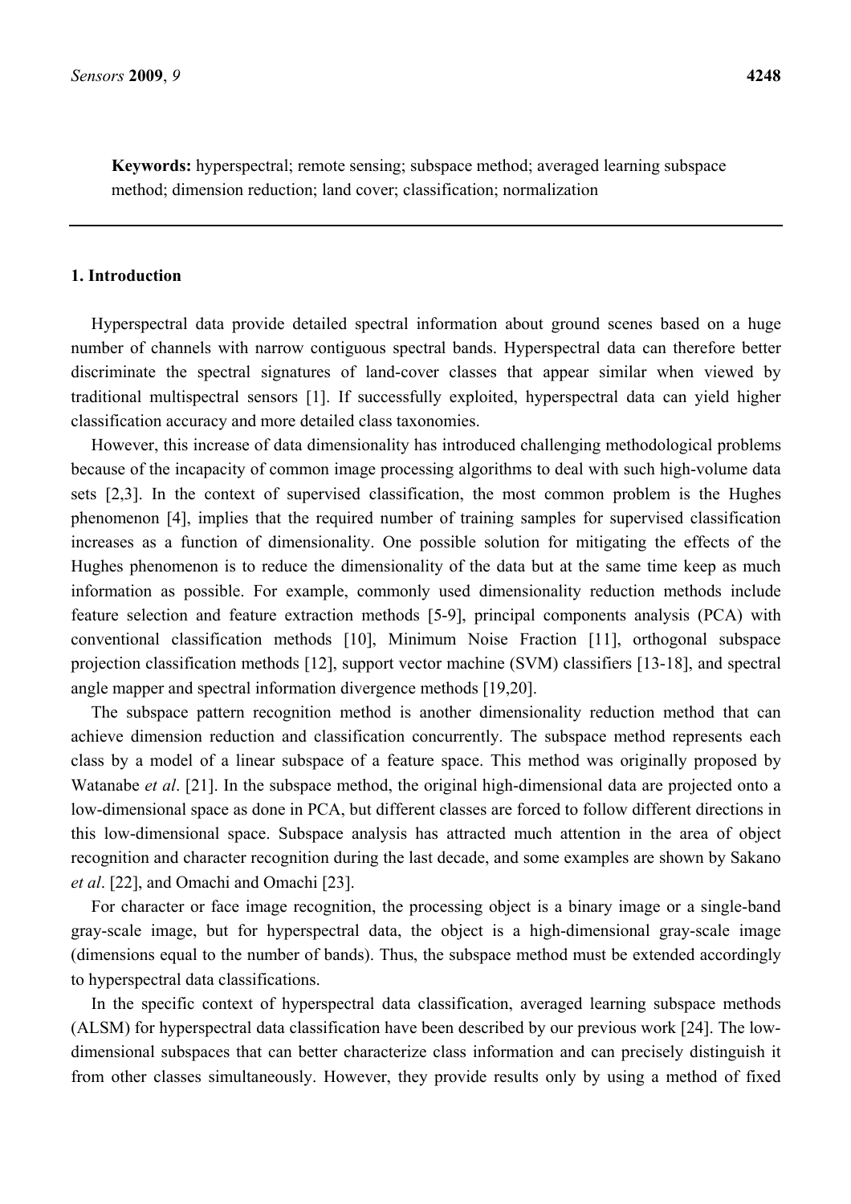**Keywords:** hyperspectral; remote sensing; subspace method; averaged learning subspace method; dimension reduction; land cover; classification; normalization

## 1. Introduction

Hyperspectral data provide detailed spectral information about ground scenes based on a huge number of channels with narrow contiguous spectral bands. Hyperspectral data can therefore better discriminate the spectral signatures of land-cover classes that appear similar when viewed by traditional multispectral sensors [1]. If successfully exploited, hyperspectral data can yield higher classification accuracy and more detailed class taxonomies.

However, this increase of data dimensionality has introduced challenging methodological problems because of the incapacity of common image processing algorithms to deal with such high-volume data sets [2,3]. In the context of supervised classification, the most common problem is the Hughes phenomenon [4], implies that the required number of training samples for supervised classification increases as a function of dimensionality. One possible solution for mitigating the effects of the Hughes phenomenon is to reduce the dimensionality of the data but at the same time keep as much information as possible. For example, commonly used dimensionality reduction methods include feature selection and feature extraction methods [5-9], principal components analysis (PCA) with conventional classification methods [10], Minimum Noise Fraction [11], orthogonal subspace projection classification methods [12], support vector machine (SVM) classifiers [13-18], and spectral angle mapper and spectral information divergence methods [19,20].

The subspace pattern recognition method is another dimensionality reduction method that can achieve dimension reduction and classification concurrently. The subspace method represents each class by a model of a linear subspace of a feature space. This method was originally proposed by Watanabe *et al*. [21]. In the subspace method, the original high-dimensional data are projected onto a low-dimensional space as done in PCA, but different classes are forced to follow different directions in this low-dimensional space. Subspace analysis has attracted much attention in the area of object recognition and character recognition during the last decade, and some examples are shown by Sakano *et al*. [22], and Omachi and Omachi [23].

For character or face image recognition, the processing object is a binary image or a single-band gray-scale image, but for hyperspectral data, the object is a high-dimensional gray-scale image (dimensions equal to the number of bands). Thus, the subspace method must be extended accordingly to hyperspectral data classifications.

In the specific context of hyperspectral data classification, averaged learning subspace methods (ALSM) for hyperspectral data classification have been described by our previous work [24]. The low-dimensional subspaces that can better characterize class information and can precisely distinguish it from other classes simultaneously. However, they provide results only by using a method of fixed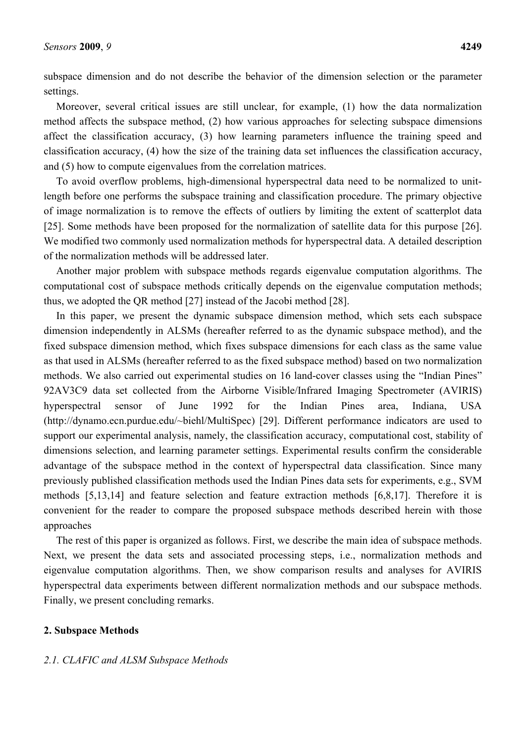subspace dimension and do not describe the behavior of the dimension selection or the parameter settings.

Moreover, several critical issues are still unclear, for example, (1) how the data normalization method affects the subspace method, (2) how various approaches for selecting subspace dimensions affect the classification accuracy, (3) how learning parameters influence the training speed and classification accuracy, (4) how the size of the training data set influences the classification accuracy, and (5) how to compute eigenvalues from the correlation matrices.

To avoid overflow problems, high-dimensional hyperspectral data need to be normalized to unit-length before one performs the subspace training and classification procedure. The primary objective of image normalization is to remove the effects of outliers by limiting the extent of scatterplot data [25]. Some methods have been proposed for the normalization of satellite data for this purpose [26]. We modified two commonly used normalization methods for hyperspectral data. A detailed description of the normalization methods will be addressed later.

Another major problem with subspace methods regards eigenvalue computation algorithms. The computational cost of subspace methods critically depends on the eigenvalue computation methods; thus, we adopted the QR method [27] instead of the Jacobi method [28].

In this paper, we present the dynamic subspace dimension method, which sets each subspace dimension independently in ALSMs (hereafter referred to as the dynamic subspace method), and the fixed subspace dimension method, which fixes subspace dimensions for each class as the same value as that used in ALSMs (hereafter referred to as the fixed subspace method) based on two normalization methods. We also carried out experimental studies on 16 land-cover classes using the "Indian Pines" 92AV3C9 data set collected from the Airborne Visible/Infrared Imaging Spectrometer (AVIRIS) hyperspectral sensor of June 1992 for the Indian Pines area, Indiana, USA (http://dynamo.ecn.purdue.edu/~biehl/MultiSpec) [29]. Different performance indicators are used to support our experimental analysis, namely, the classification accuracy, computational cost, stability of dimensions selection, and learning parameter settings. Experimental results confirm the considerable advantage of the subspace method in the context of hyperspectral data classification. Since many previously published classification methods used the Indian Pines data sets for experiments, e.g., SVM methods [5,13,14] and feature selection and feature extraction methods [6,8,17]. Therefore it is convenient for the reader to compare the proposed subspace methods described herein with those approaches

The rest of this paper is organized as follows. First, we describe the main idea of subspace methods. Next, we present the data sets and associated processing steps, i.e., normalization methods and eigenvalue computation algorithms. Then, we show comparison results and analyses for AVIRIS hyperspectral data experiments between different normalization methods and our subspace methods. Finally, we present concluding remarks.

## 2. Subspace Methods

### *2.1. CLAFIC and ALSM Subspace Methods*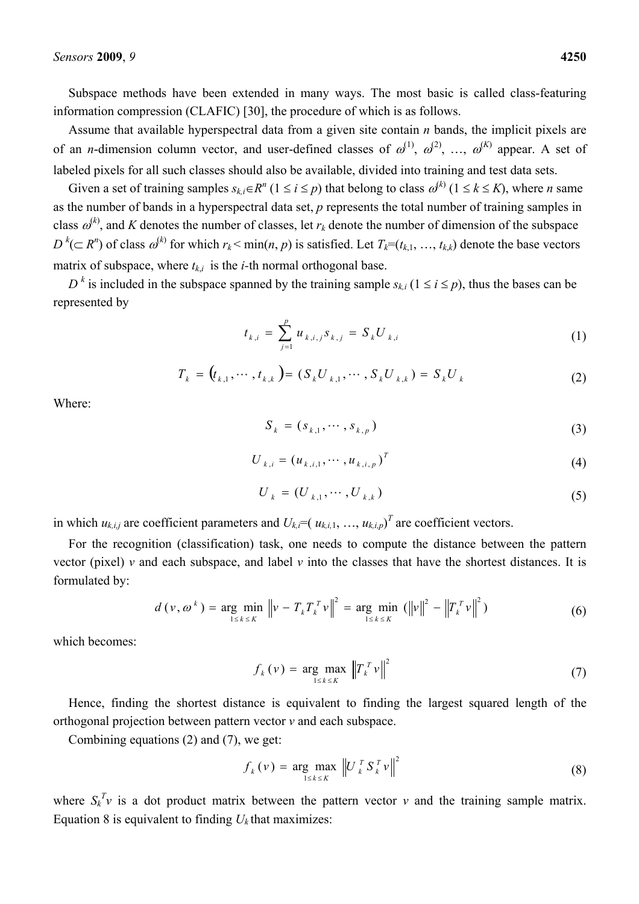Subspace methods have been extended in many ways. The most basic is called class-featuring information compression (CLAFIC) [30], the procedure of which is as follows.

Assume that available hyperspectral data from a given site contain *n* bands, the implicit pixels are of an *n*-dimension column vector, and user-defined classes of $\omega^{(1)}$, $\omega^{(2)}$, …, $\omega^{(K)}$ appear. A set of labeled pixels for all such classes should also be available, divided into training and test data sets.

Given a set of training samples $s_{k,i} \in R^n$ ($1 \le i \le p$) that belong to class $\omega^{(k)}$ ($1 \le k \le K$), where *n* same as the number of bands in a hyperspectral data set, *p* represents the total number of training samples in class $\omega^{(k)}$, and *K* denotes the number of classes, let $r_k$ denote the number of dimension of the subspace $D^k (\subset R^n)$ of class $\omega^{(k)}$ for which $r_k < \min(n, p)$ is satisfied. Let $T_k = (t_{k,1}, \ldots, t_{k,k})$ denote the base vectors matrix of subspace, where $t_{k,i}$ is the *i*-th normal orthogonal base.

$D^k$ is included in the subspace spanned by the training sample $s_{k,i}$ ($1 \le i \le p$), thus the bases can be represented by

$$t_{k,i} = \sum_{j=1}^{p} u_{k,i,j} s_{k,j} = S_k U_{k,i} \tag{1}$$

$$T_k = (t_{k,1}, \cdots, t_{k,k}) = (S_k U_{k,1}, \cdots, S_k U_{k,k}) = S_k U_k \tag{2}$$

Where:

$$S_k = (s_{k,1}, \cdots, s_{k,p}) \tag{3}$$

$$U_{k,i} = (u_{k,i,1}, \cdots, u_{k,i,p})^T \tag{4}$$

$$U_k = (U_{k,1}, \cdots, U_{k,k}) \tag{5}$$

in which $u_{k,i,j}$ are coefficient parameters and $U_{k,i} = (u_{k,i,1}, \ldots, u_{k,i,p})^T$ are coefficient vectors.

For the recognition (classification) task, one needs to compute the distance between the pattern vector (pixel) *v* and each subspace, and label *v* into the classes that have the shortest distances. It is formulated by:

$$d(v, \omega^k) = \arg\min_{1 \le k \le K} \left\| v - T_k T_k^T v \right\|^2 = \arg\min_{1 \le k \le K} \left( \|v\|^2 - \left\| T_k^T v \right\|^2 \right) \tag{6}$$

which becomes:

$$f_k(v) = \arg\max_{1 \le k \le K} \left\| T_k^T v \right\|^2 \tag{7}$$

Hence, finding the shortest distance is equivalent to finding the largest squared length of the orthogonal projection between pattern vector *v* and each subspace.

Combining equations (2) and (7), we get:

$$f_k(v) = \arg\max_{1 \le k \le K} \left\| U_k^T S_k^T v \right\|^2 \tag{8}$$

where $S_k^T v$ is a dot product matrix between the pattern vector *v* and the training sample matrix. Equation 8 is equivalent to finding $U_k$ that maximizes: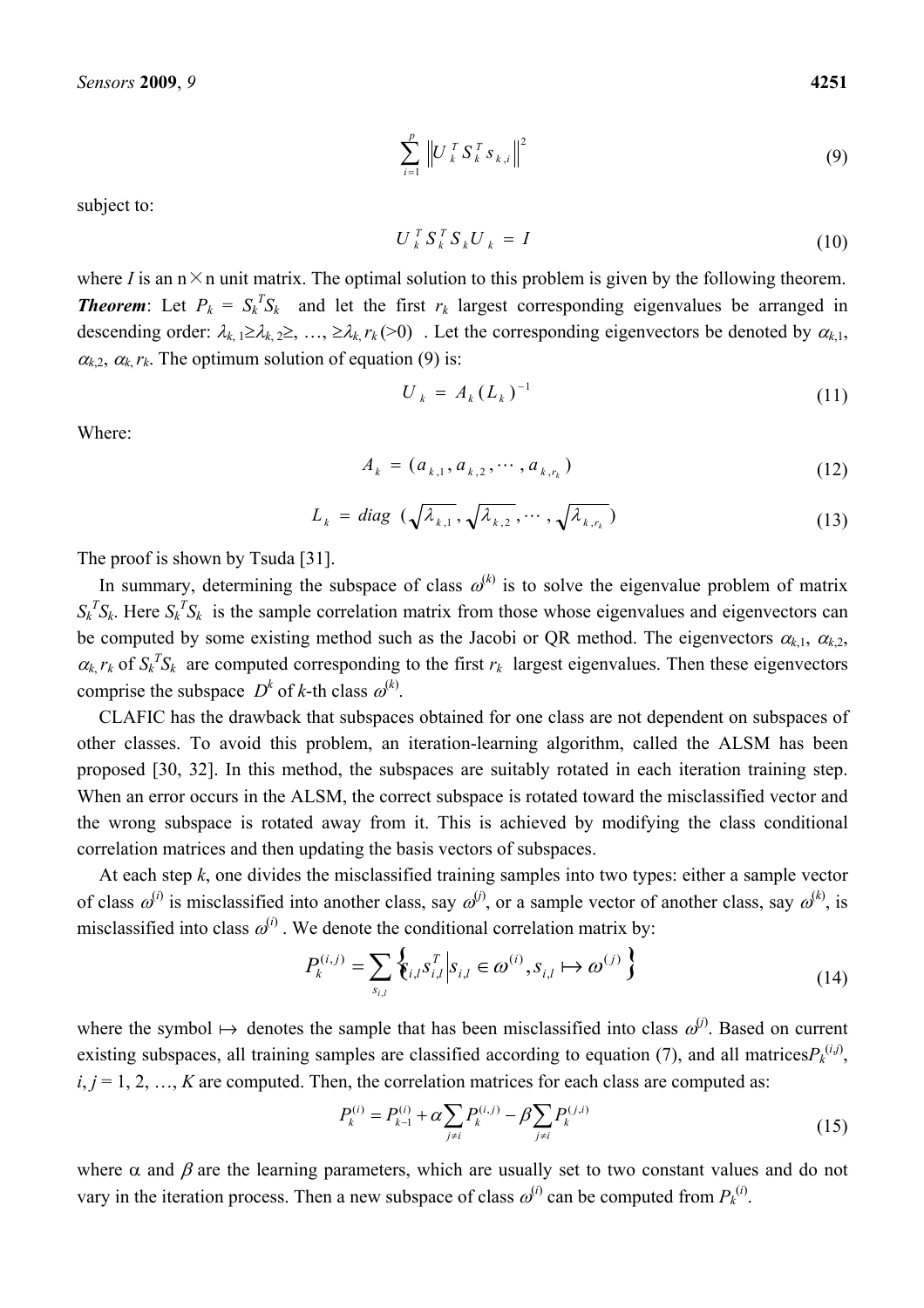$$\sum_{i=1}^{p} \left\| U_k^T S_k^T s_{k,i} \right\|^2 \tag{9}$$

subject to:

$$U_k^T S_k^T S_k U_k = I \tag{10}$$

where $I$ is an n×n unit matrix. The optimal solution to this problem is given by the following theorem.
***Theorem***: Let $P_k = S_k^T S_k$ and let the first $r_k$ largest corresponding eigenvalues be arranged in descending order: $\lambda_{k,1} \geq \lambda_{k,2} \geq, \ldots, \geq \lambda_{k,r_k} (>0)$. Let the corresponding eigenvectors be denoted by $\alpha_{k,1}$, $\alpha_{k,2}$, $\alpha_{k,r_k}$. The optimum solution of equation (9) is:

$$U_k = A_k (L_k)^{-1} \tag{11}$$

Where:

$$A_k = (a_{k,1}, a_{k,2}, \cdots, a_{k,r_k}) \tag{12}$$

$$L_k = diag\ (\sqrt{\lambda_{k,1}}, \sqrt{\lambda_{k,2}}, \cdots, \sqrt{\lambda_{k,r_k}}) \tag{13}$$

The proof is shown by Tsuda [31].

In summary, determining the subspace of class $\omega^{(k)}$ is to solve the eigenvalue problem of matrix $S_k^T S_k$. Here $S_k^T S_k$ is the sample correlation matrix from those whose eigenvalues and eigenvectors can be computed by some existing method such as the Jacobi or QR method. The eigenvectors $\alpha_{k,1}$, $\alpha_{k,2}$, $\alpha_{k,r_k}$ of $S_k^T S_k$ are computed corresponding to the first $r_k$ largest eigenvalues. Then these eigenvectors comprise the subspace $D^k$ of $k$-th class $\omega^{(k)}$.

CLAFIC has the drawback that subspaces obtained for one class are not dependent on subspaces of other classes. To avoid this problem, an iteration-learning algorithm, called the ALSM has been proposed [30, 32]. In this method, the subspaces are suitably rotated in each iteration training step. When an error occurs in the ALSM, the correct subspace is rotated toward the misclassified vector and the wrong subspace is rotated away from it. This is achieved by modifying the class conditional correlation matrices and then updating the basis vectors of subspaces.

At each step $k$, one divides the misclassified training samples into two types: either a sample vector of class $\omega^{(i)}$ is misclassified into another class, say $\omega^{(j)}$, or a sample vector of another class, say $\omega^{(k)}$, is misclassified into class $\omega^{(i)}$. We denote the conditional correlation matrix by:

$$P_k^{(i,j)} = \sum_{s_{i,l}} \left\{ s_{i,l} s_{i,l}^T \middle| s_{i,l} \in \omega^{(i)}, s_{i,l} \mapsto \omega^{(j)} \right\} \tag{14}$$

where the symbol $\mapsto$ denotes the sample that has been misclassified into class $\omega^{(j)}$. Based on current existing subspaces, all training samples are classified according to equation (7), and all matrices $P_k^{(i,j)}$, $i, j = 1, 2, \ldots, K$ are computed. Then, the correlation matrices for each class are computed as:

$$P_k^{(i)} = P_{k-1}^{(i)} + \alpha \sum_{j \neq i} P_k^{(i,j)} - \beta \sum_{j \neq i} P_k^{(j,i)} \tag{15}$$

where $\alpha$ and $\beta$ are the learning parameters, which are usually set to two constant values and do not vary in the iteration process. Then a new subspace of class $\omega^{(i)}$ can be computed from $P_k^{(i)}$.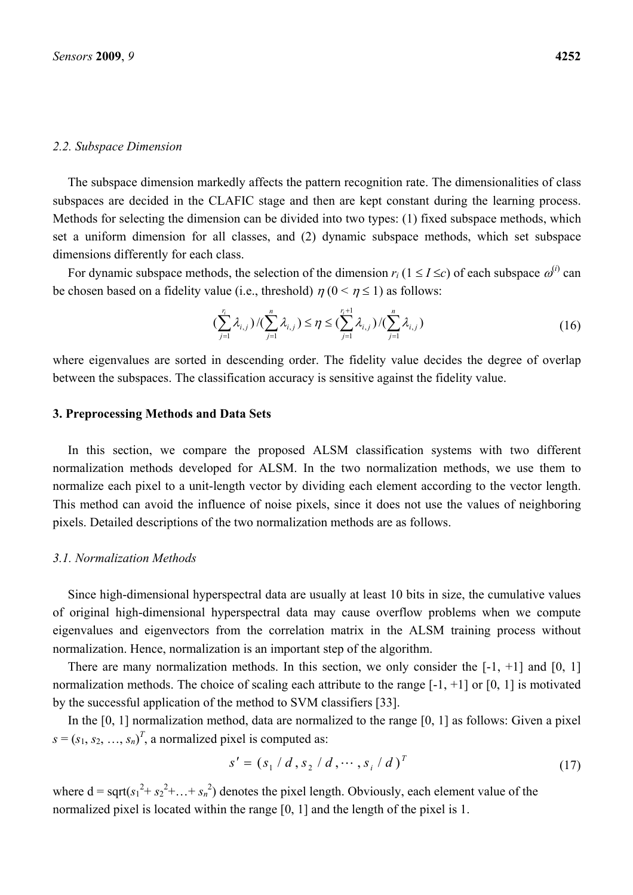### 2.2. Subspace Dimension

The subspace dimension markedly affects the pattern recognition rate. The dimensionalities of class subspaces are decided in the CLAFIC stage and then are kept constant during the learning process. Methods for selecting the dimension can be divided into two types: (1) fixed subspace methods, which set a uniform dimension for all classes, and (2) dynamic subspace methods, which set subspace dimensions differently for each class.

For dynamic subspace methods, the selection of the dimension $r_i$ ($1 \leq I \leq c$) of each subspace $\omega^{(i)}$ can be chosen based on a fidelity value (i.e., threshold) $\eta$ ($0 < \eta \leq 1$) as follows:

$$(\sum_{j=1}^{r_i} \lambda_{i,j}) / (\sum_{j=1}^{n} \lambda_{i,j}) \leq \eta \leq (\sum_{j=1}^{r_i+1} \lambda_{i,j}) / (\sum_{j=1}^{n} \lambda_{i,j}) \tag{16}$$

where eigenvalues are sorted in descending order. The fidelity value decides the degree of overlap between the subspaces. The classification accuracy is sensitive against the fidelity value.

## 3. Preprocessing Methods and Data Sets

In this section, we compare the proposed ALSM classification systems with two different normalization methods developed for ALSM. In the two normalization methods, we use them to normalize each pixel to a unit-length vector by dividing each element according to the vector length. This method can avoid the influence of noise pixels, since it does not use the values of neighboring pixels. Detailed descriptions of the two normalization methods are as follows.

### 3.1. Normalization Methods

Since high-dimensional hyperspectral data are usually at least 10 bits in size, the cumulative values of original high-dimensional hyperspectral data may cause overflow problems when we compute eigenvalues and eigenvectors from the correlation matrix in the ALSM training process without normalization. Hence, normalization is an important step of the algorithm.

There are many normalization methods. In this section, we only consider the [-1, +1] and [0, 1] normalization methods. The choice of scaling each attribute to the range [-1, +1] or [0, 1] is motivated by the successful application of the method to SVM classifiers [33].

In the [0, 1] normalization method, data are normalized to the range [0, 1] as follows: Given a pixel $s = (s_1, s_2, \ldots, s_n)^T$, a normalized pixel is computed as:

$$s' = (s_1 / d, s_2 / d, \cdots, s_i / d)^T \tag{17}$$

where $d = \text{sqrt}(s_1^2 + s_2^2 + \ldots + s_n^2)$ denotes the pixel length. Obviously, each element value of the normalized pixel is located within the range [0, 1] and the length of the pixel is 1.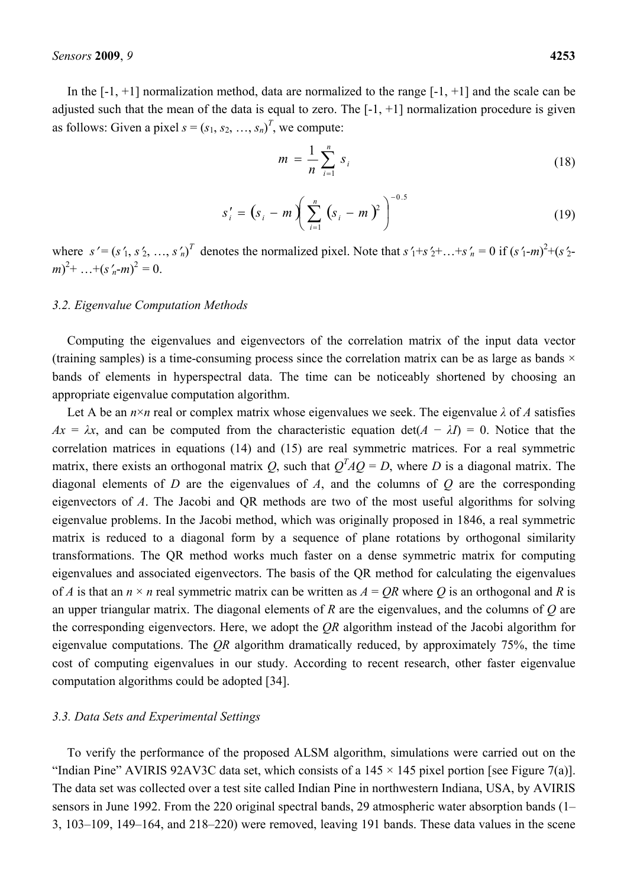In the [-1, +1] normalization method, data are normalized to the range [-1, +1] and the scale can be adjusted such that the mean of the data is equal to zero. The [-1, +1] normalization procedure is given as follows: Given a pixel $s = (s_1, s_2, \ldots, s_n)^T$, we compute:

$$m = \frac{1}{n} \sum_{i=1}^{n} s_i \tag{18}$$

$$s'_i = (s_i - m)\left( \sum_{i=1}^{n} (s_i - m)^2 \right)^{-0.5} \tag{19}$$

where $s' = (s'_1, s'_2, \ldots, s'_n)^T$ denotes the normalized pixel. Note that $s'_1+s'_2+\ldots+s'_n = 0$ if $(s'_1-m)^2+(s'_2-m)^2+\ldots+(s'_n-m)^2 = 0$.

### 3.2. Eigenvalue Computation Methods

Computing the eigenvalues and eigenvectors of the correlation matrix of the input data vector (training samples) is a time-consuming process since the correlation matrix can be as large as bands × bands of elements in hyperspectral data. The time can be noticeably shortened by choosing an appropriate eigenvalue computation algorithm.

Let A be an $n \times n$ real or complex matrix whose eigenvalues we seek. The eigenvalue $\lambda$ of $A$ satisfies $Ax = \lambda x$, and can be computed from the characteristic equation $\det(A - \lambda I) = 0$. Notice that the correlation matrices in equations (14) and (15) are real symmetric matrices. For a real symmetric matrix, there exists an orthogonal matrix $Q$, such that $Q^T A Q = D$, where $D$ is a diagonal matrix. The diagonal elements of $D$ are the eigenvalues of $A$, and the columns of $Q$ are the corresponding eigenvectors of $A$. The Jacobi and QR methods are two of the most useful algorithms for solving eigenvalue problems. In the Jacobi method, which was originally proposed in 1846, a real symmetric matrix is reduced to a diagonal form by a sequence of plane rotations by orthogonal similarity transformations. The QR method works much faster on a dense symmetric matrix for computing eigenvalues and associated eigenvectors. The basis of the QR method for calculating the eigenvalues of $A$ is that an $n \times n$ real symmetric matrix can be written as $A = QR$ where $Q$ is an orthogonal and $R$ is an upper triangular matrix. The diagonal elements of $R$ are the eigenvalues, and the columns of $Q$ are the corresponding eigenvectors. Here, we adopt the *QR* algorithm instead of the Jacobi algorithm for eigenvalue computations. The *QR* algorithm dramatically reduced, by approximately 75%, the time cost of computing eigenvalues in our study. According to recent research, other faster eigenvalue computation algorithms could be adopted [34].

### 3.3. Data Sets and Experimental Settings

To verify the performance of the proposed ALSM algorithm, simulations were carried out on the "Indian Pine" AVIRIS 92AV3C data set, which consists of a 145 × 145 pixel portion [see Figure 7(a)]. The data set was collected over a test site called Indian Pine in northwestern Indiana, USA, by AVIRIS sensors in June 1992. From the 220 original spectral bands, 29 atmospheric water absorption bands (1–3, 103–109, 149–164, and 218–220) were removed, leaving 191 bands. These data values in the scene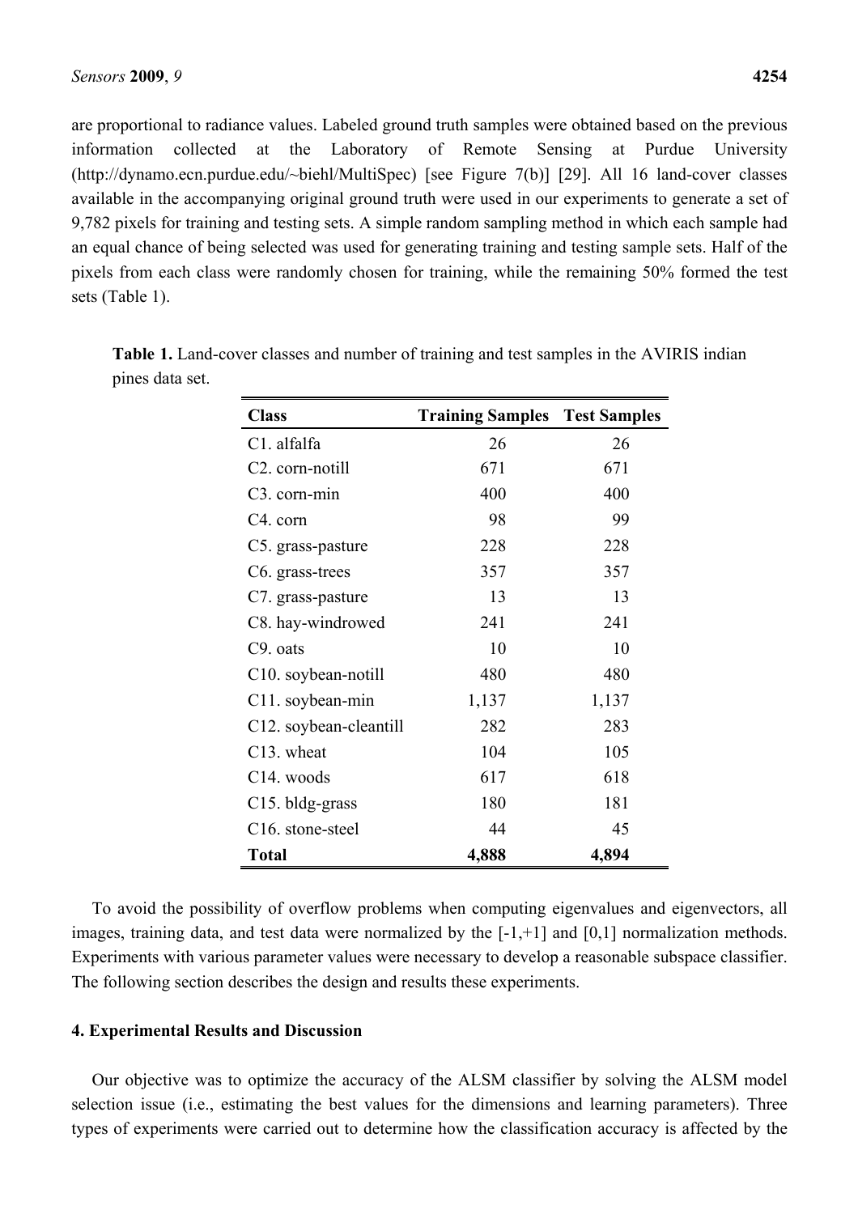are proportional to radiance values. Labeled ground truth samples were obtained based on the previous information collected at the Laboratory of Remote Sensing at Purdue University (http://dynamo.ecn.purdue.edu/~biehl/MultiSpec) [see Figure 7(b)] [29]. All 16 land-cover classes available in the accompanying original ground truth were used in our experiments to generate a set of 9,782 pixels for training and testing sets. A simple random sampling method in which each sample had an equal chance of being selected was used for generating training and testing sample sets. Half of the pixels from each class were randomly chosen for training, while the remaining 50% formed the test sets (Table 1).

**Table 1.** Land-cover classes and number of training and test samples in the AVIRIS indian pines data set.

| Class | Training Samples | Test Samples |
|---|---|---|
| C1. alfalfa | 26 | 26 |
| C2. corn-notill | 671 | 671 |
| C3. corn-min | 400 | 400 |
| C4. corn | 98 | 99 |
| C5. grass-pasture | 228 | 228 |
| C6. grass-trees | 357 | 357 |
| C7. grass-pasture | 13 | 13 |
| C8. hay-windrowed | 241 | 241 |
| C9. oats | 10 | 10 |
| C10. soybean-notill | 480 | 480 |
| C11. soybean-min | 1,137 | 1,137 |
| C12. soybean-cleantill | 282 | 283 |
| C13. wheat | 104 | 105 |
| C14. woods | 617 | 618 |
| C15. bldg-grass | 180 | 181 |
| C16. stone-steel | 44 | 45 |
| **Total** | **4,888** | **4,894** |

To avoid the possibility of overflow problems when computing eigenvalues and eigenvectors, all images, training data, and test data were normalized by the [-1,+1] and [0,1] normalization methods. Experiments with various parameter values were necessary to develop a reasonable subspace classifier. The following section describes the design and results these experiments.

## 4. Experimental Results and Discussion

Our objective was to optimize the accuracy of the ALSM classifier by solving the ALSM model selection issue (i.e., estimating the best values for the dimensions and learning parameters). Three types of experiments were carried out to determine how the classification accuracy is affected by the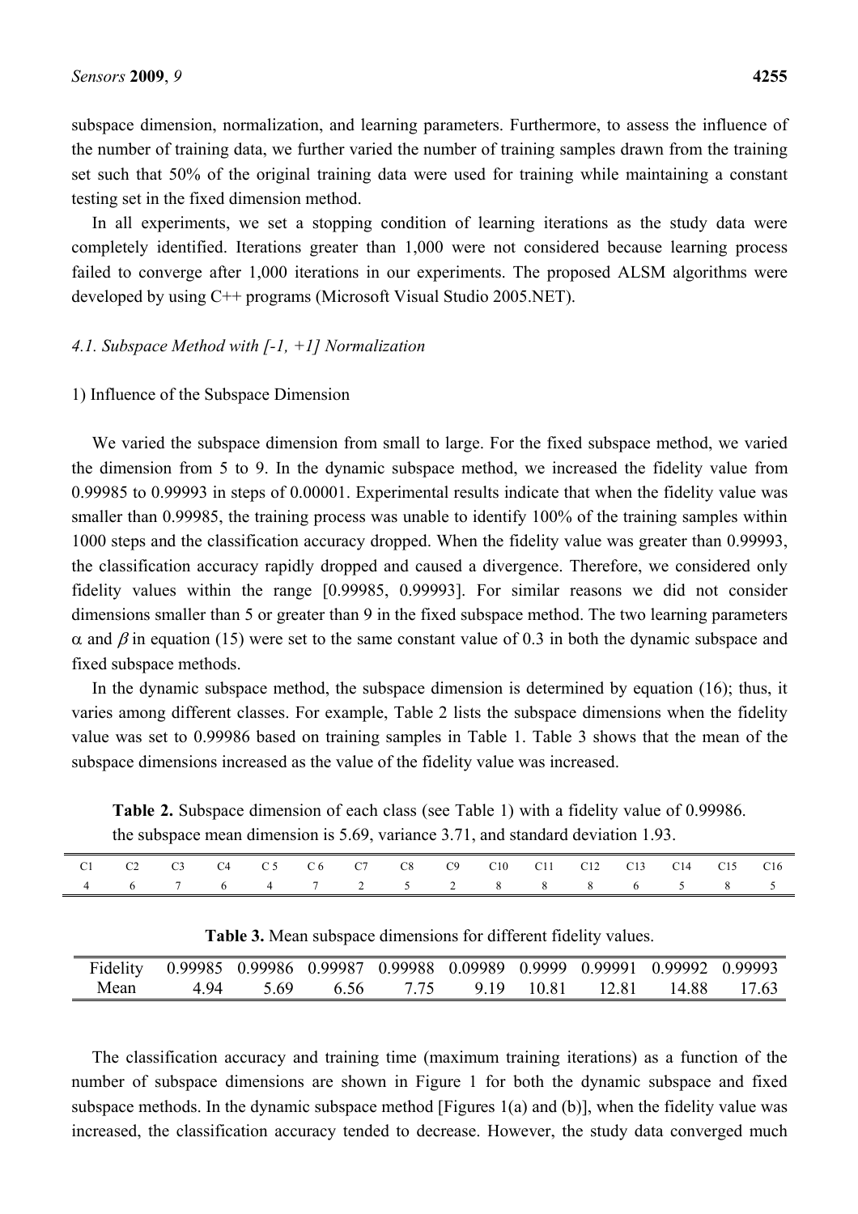subspace dimension, normalization, and learning parameters. Furthermore, to assess the influence of the number of training data, we further varied the number of training samples drawn from the training set such that 50% of the original training data were used for training while maintaining a constant testing set in the fixed dimension method.

In all experiments, we set a stopping condition of learning iterations as the study data were completely identified. Iterations greater than 1,000 were not considered because learning process failed to converge after 1,000 iterations in our experiments. The proposed ALSM algorithms were developed by using C++ programs (Microsoft Visual Studio 2005.NET).

### *4.1. Subspace Method with [-1, +1] Normalization*

1) Influence of the Subspace Dimension

We varied the subspace dimension from small to large. For the fixed subspace method, we varied the dimension from 5 to 9. In the dynamic subspace method, we increased the fidelity value from 0.99985 to 0.99993 in steps of 0.00001. Experimental results indicate that when the fidelity value was smaller than 0.99985, the training process was unable to identify 100% of the training samples within 1000 steps and the classification accuracy dropped. When the fidelity value was greater than 0.99993, the classification accuracy rapidly dropped and caused a divergence. Therefore, we considered only fidelity values within the range [0.99985, 0.99993]. For similar reasons we did not consider dimensions smaller than 5 or greater than 9 in the fixed subspace method. The two learning parameters $\alpha$ and $\beta$ in equation (15) were set to the same constant value of 0.3 in both the dynamic subspace and fixed subspace methods.

In the dynamic subspace method, the subspace dimension is determined by equation (16); thus, it varies among different classes. For example, Table 2 lists the subspace dimensions when the fidelity value was set to 0.99986 based on training samples in Table 1. Table 3 shows that the mean of the subspace dimensions increased as the value of the fidelity value was increased.

**Table 2.** Subspace dimension of each class (see Table 1) with a fidelity value of 0.99986. the subspace mean dimension is 5.69, variance 3.71, and standard deviation 1.93.

| C1 | C2 | C3 | C4 | C 5 | C 6 | C7 | C8 | C9 | C10 | C11 | C12 | C13 | C14 | C15 | C16 |
|---|---|---|---|---|---|---|---|---|---|---|---|---|---|---|---|
| 4 | 6 | 7 | 6 | 4 | 7 | 2 | 5 | 2 | 8 | 8 | 8 | 6 | 5 | 8 | 5 |

**Table 3.** Mean subspace dimensions for different fidelity values.

| Fidelity | 0.99985 | 0.99986 | 0.99987 | 0.99988 | 0.09989 | 0.9999 | 0.99991 | 0.99992 | 0.99993 |
|---|---|---|---|---|---|---|---|---|---|
| Mean | 4.94 | 5.69 | 6.56 | 7.75 | 9.19 | 10.81 | 12.81 | 14.88 | 17.63 |

The classification accuracy and training time (maximum training iterations) as a function of the number of subspace dimensions are shown in Figure 1 for both the dynamic subspace and fixed subspace methods. In the dynamic subspace method [Figures 1(a) and (b)], when the fidelity value was increased, the classification accuracy tended to decrease. However, the study data converged much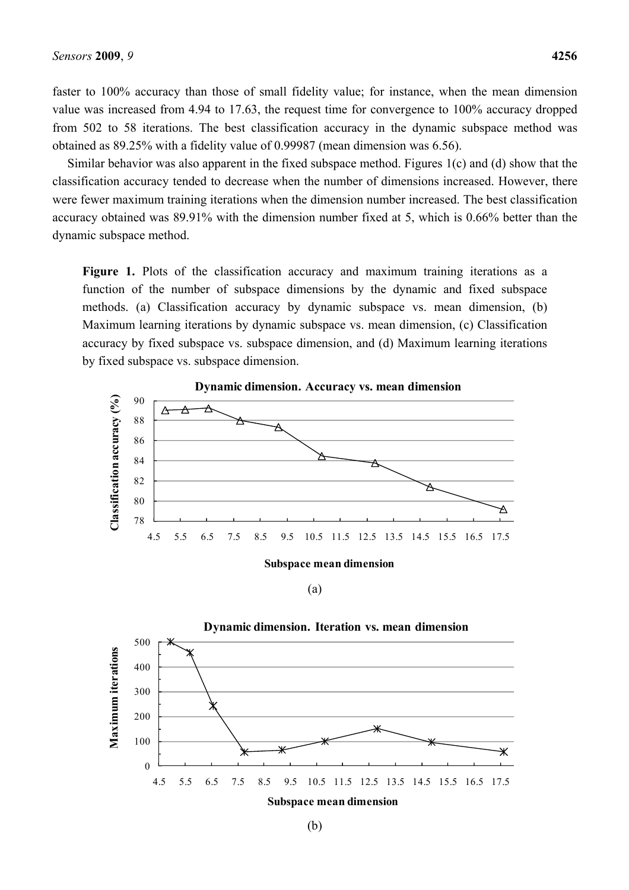faster to 100% accuracy than those of small fidelity value; for instance, when the mean dimension value was increased from 4.94 to 17.63, the request time for convergence to 100% accuracy dropped from 502 to 58 iterations. The best classification accuracy in the dynamic subspace method was obtained as 89.25% with a fidelity value of 0.99987 (mean dimension was 6.56).

Similar behavior was also apparent in the fixed subspace method. Figures 1(c) and (d) show that the classification accuracy tended to decrease when the number of dimensions increased. However, there were fewer maximum training iterations when the dimension number increased. The best classification accuracy obtained was 89.91% with the dimension number fixed at 5, which is 0.66% better than the dynamic subspace method.

**Figure 1.** Plots of the classification accuracy and maximum training iterations as a function of the number of subspace dimensions by the dynamic and fixed subspace methods. (a) Classification accuracy by dynamic subspace vs. mean dimension, (b) Maximum learning iterations by dynamic subspace vs. mean dimension, (c) Classification accuracy by fixed subspace vs. subspace dimension, and (d) Maximum learning iterations by fixed subspace vs. subspace dimension.

(a)

(b)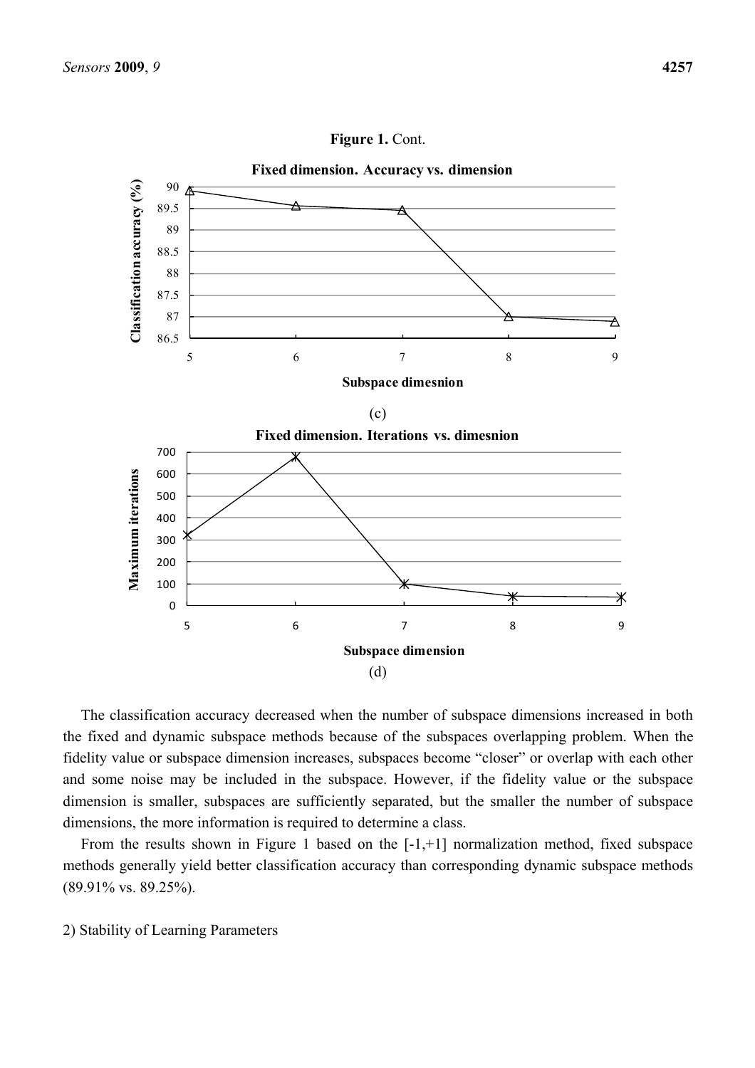**Figure 1.** Cont.

(c)

(d)

The classification accuracy decreased when the number of subspace dimensions increased in both the fixed and dynamic subspace methods because of the subspaces overlapping problem. When the fidelity value or subspace dimension increases, subspaces become "closer" or overlap with each other and some noise may be included in the subspace. However, if the fidelity value or the subspace dimension is smaller, subspaces are sufficiently separated, but the smaller the number of subspace dimensions, the more information is required to determine a class.

From the results shown in Figure 1 based on the [-1,+1] normalization method, fixed subspace methods generally yield better classification accuracy than corresponding dynamic subspace methods (89.91% vs. 89.25%).

2) Stability of Learning Parameters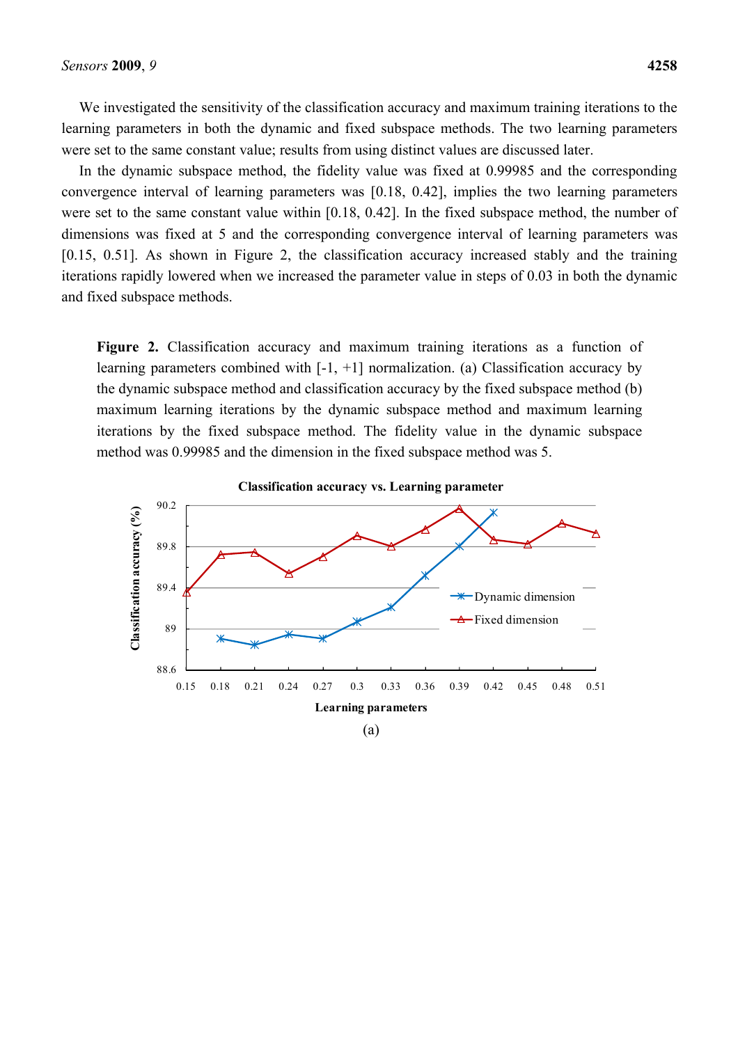We investigated the sensitivity of the classification accuracy and maximum training iterations to the learning parameters in both the dynamic and fixed subspace methods. The two learning parameters were set to the same constant value; results from using distinct values are discussed later.

In the dynamic subspace method, the fidelity value was fixed at 0.99985 and the corresponding convergence interval of learning parameters was [0.18, 0.42], implies the two learning parameters were set to the same constant value within [0.18, 0.42]. In the fixed subspace method, the number of dimensions was fixed at 5 and the corresponding convergence interval of learning parameters was [0.15, 0.51]. As shown in Figure 2, the classification accuracy increased stably and the training iterations rapidly lowered when we increased the parameter value in steps of 0.03 in both the dynamic and fixed subspace methods.

**Figure 2.** Classification accuracy and maximum training iterations as a function of learning parameters combined with [-1, +1] normalization. (a) Classification accuracy by the dynamic subspace method and classification accuracy by the fixed subspace method (b) maximum learning iterations by the dynamic subspace method and maximum learning iterations by the fixed subspace method. The fidelity value in the dynamic subspace method was 0.99985 and the dimension in the fixed subspace method was 5.

Classification accuracy vs. Learning parameter

(a)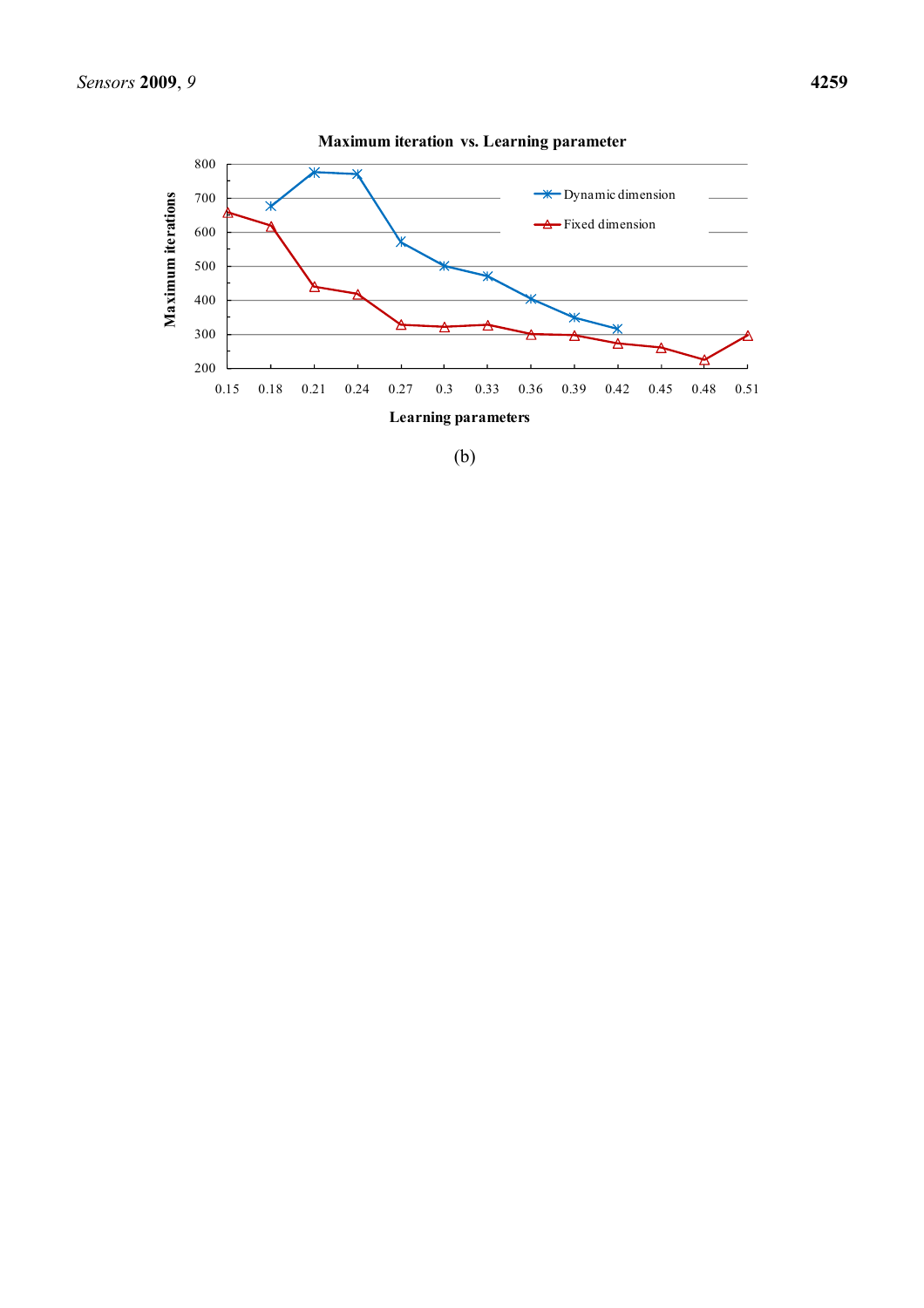(b)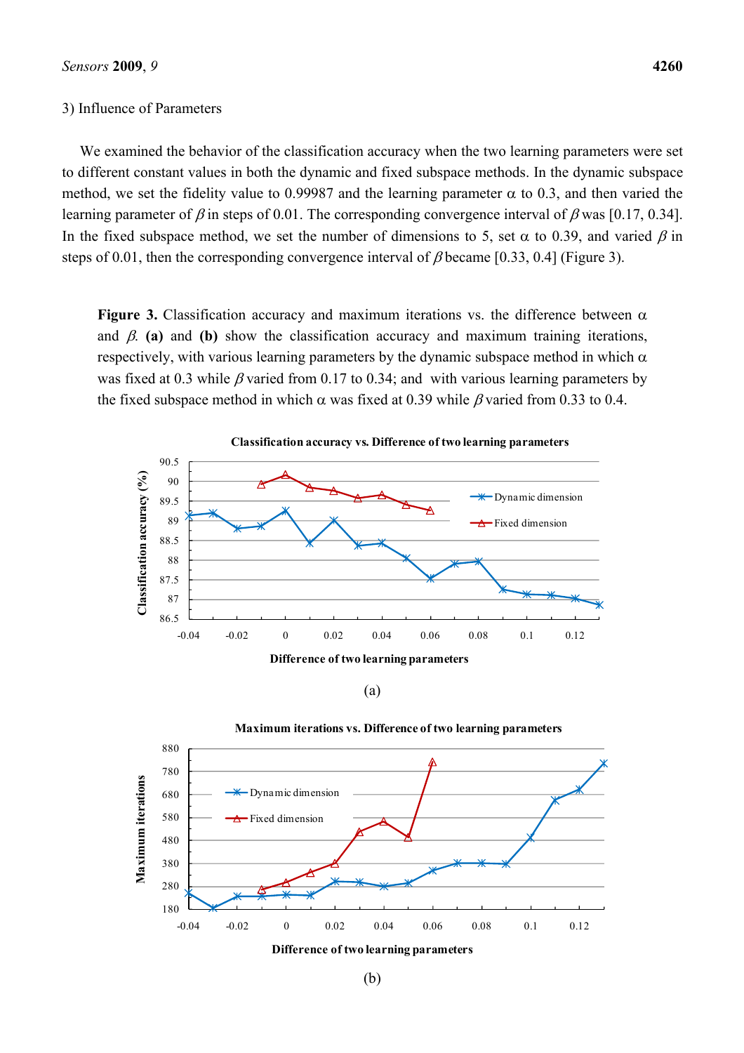3) Influence of Parameters

We examined the behavior of the classification accuracy when the two learning parameters were set to different constant values in both the dynamic and fixed subspace methods. In the dynamic subspace method, we set the fidelity value to 0.99987 and the learning parameter $\alpha$ to 0.3, and then varied the learning parameter of $\beta$ in steps of 0.01. The corresponding convergence interval of $\beta$ was [0.17, 0.34]. In the fixed subspace method, we set the number of dimensions to 5, set $\alpha$ to 0.39, and varied $\beta$ in steps of 0.01, then the corresponding convergence interval of $\beta$ became [0.33, 0.4] (Figure 3).

**Figure 3.** Classification accuracy and maximum iterations vs. the difference between $\alpha$ and $\beta$. **(a)** and **(b)** show the classification accuracy and maximum training iterations, respectively, with various learning parameters by the dynamic subspace method in which $\alpha$ was fixed at 0.3 while $\beta$ varied from 0.17 to 0.34; and with various learning parameters by the fixed subspace method in which $\alpha$ was fixed at 0.39 while $\beta$ varied from 0.33 to 0.4.

(a)

(b)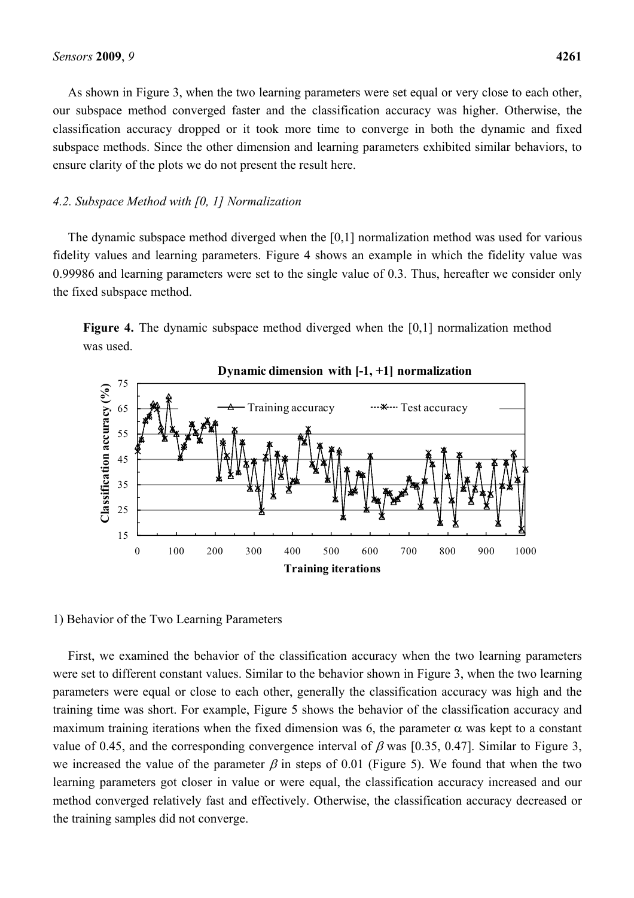As shown in Figure 3, when the two learning parameters were set equal or very close to each other, our subspace method converged faster and the classification accuracy was higher. Otherwise, the classification accuracy dropped or it took more time to converge in both the dynamic and fixed subspace methods. Since the other dimension and learning parameters exhibited similar behaviors, to ensure clarity of the plots we do not present the result here.

### *4.2. Subspace Method with [0, 1] Normalization*

The dynamic subspace method diverged when the [0,1] normalization method was used for various fidelity values and learning parameters. Figure 4 shows an example in which the fidelity value was 0.99986 and learning parameters were set to the single value of 0.3. Thus, hereafter we consider only the fixed subspace method.

**Figure 4.** The dynamic subspace method diverged when the [0,1] normalization method was used.

1) Behavior of the Two Learning Parameters

First, we examined the behavior of the classification accuracy when the two learning parameters were set to different constant values. Similar to the behavior shown in Figure 3, when the two learning parameters were equal or close to each other, generally the classification accuracy was high and the training time was short. For example, Figure 5 shows the behavior of the classification accuracy and maximum training iterations when the fixed dimension was 6, the parameter $\alpha$ was kept to a constant value of 0.45, and the corresponding convergence interval of $\beta$ was [0.35, 0.47]. Similar to Figure 3, we increased the value of the parameter $\beta$ in steps of 0.01 (Figure 5). We found that when the two learning parameters got closer in value or were equal, the classification accuracy increased and our method converged relatively fast and effectively. Otherwise, the classification accuracy decreased or the training samples did not converge.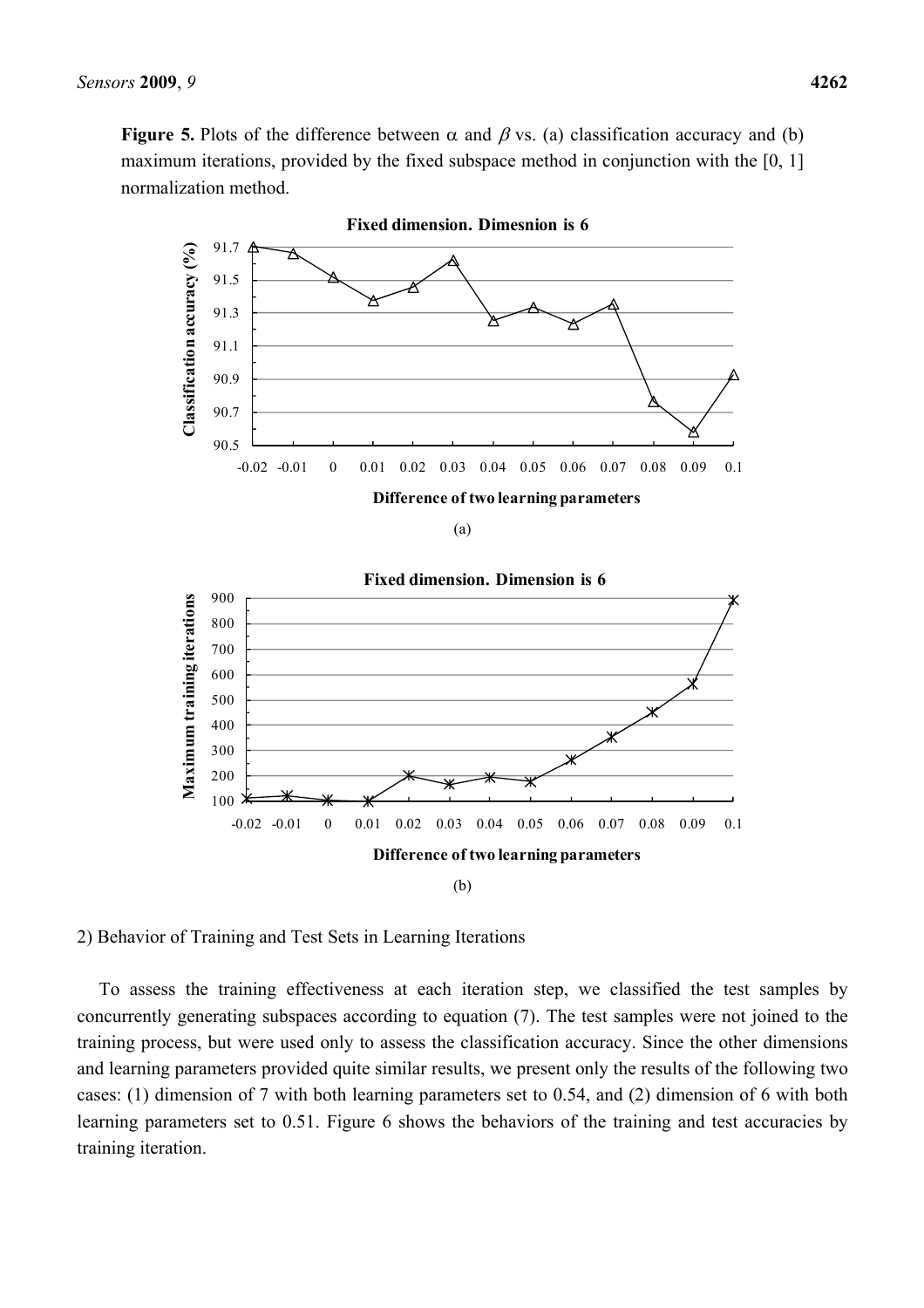**Figure 5.** Plots of the difference between $\alpha$ and $\beta$ vs. (a) classification accuracy and (b) maximum iterations, provided by the fixed subspace method in conjunction with the [0, 1] normalization method.

2) Behavior of Training and Test Sets in Learning Iterations

To assess the training effectiveness at each iteration step, we classified the test samples by concurrently generating subspaces according to equation (7). The test samples were not joined to the training process, but were used only to assess the classification accuracy. Since the other dimensions and learning parameters provided quite similar results, we present only the results of the following two cases: (1) dimension of 7 with both learning parameters set to 0.54, and (2) dimension of 6 with both learning parameters set to 0.51. Figure 6 shows the behaviors of the training and test accuracies by training iteration.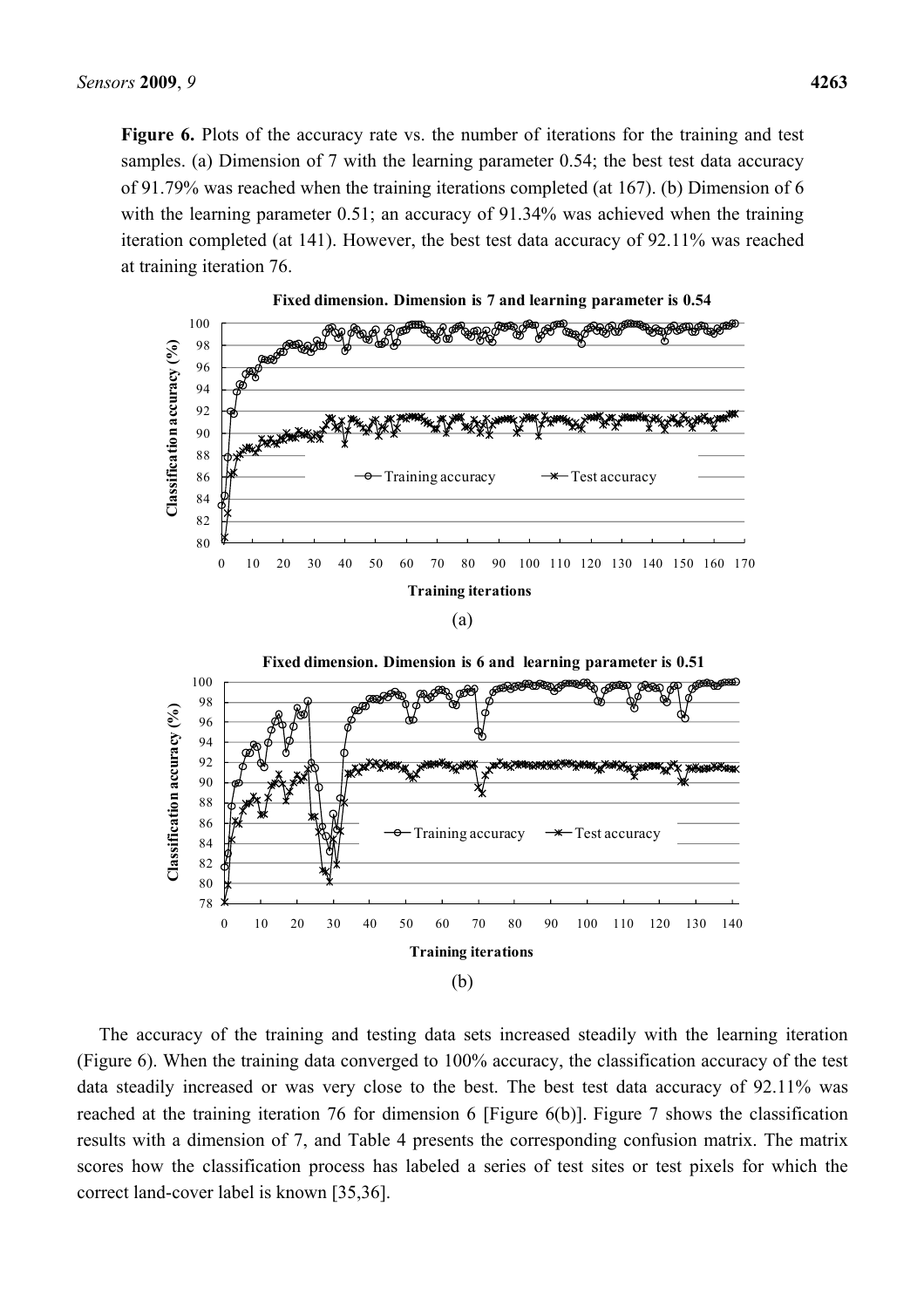**Figure 6.** Plots of the accuracy rate vs. the number of iterations for the training and test samples. (a) Dimension of 7 with the learning parameter 0.54; the best test data accuracy of 91.79% was reached when the training iterations completed (at 167). (b) Dimension of 6 with the learning parameter 0.51; an accuracy of 91.34% was achieved when the training iteration completed (at 141). However, the best test data accuracy of 92.11% was reached at training iteration 76.

(a)

(b)

The accuracy of the training and testing data sets increased steadily with the learning iteration (Figure 6). When the training data converged to 100% accuracy, the classification accuracy of the test data steadily increased or was very close to the best. The best test data accuracy of 92.11% was reached at the training iteration 76 for dimension 6 [Figure 6(b)]. Figure 7 shows the classification results with a dimension of 7, and Table 4 presents the corresponding confusion matrix. The matrix scores how the classification process has labeled a series of test sites or test pixels for which the correct land-cover label is known [35,36].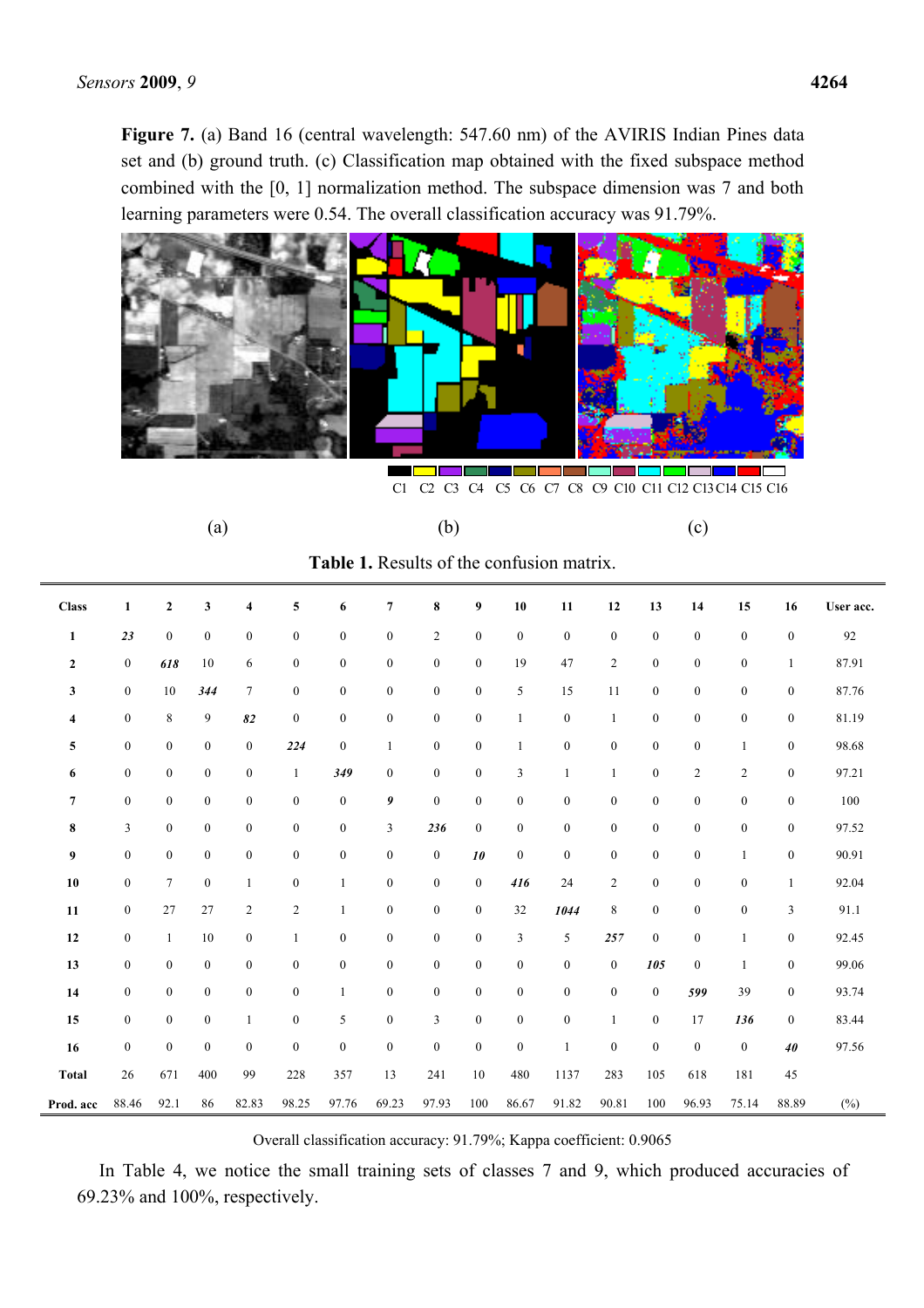**Figure 7.** (a) Band 16 (central wavelength: 547.60 nm) of the AVIRIS Indian Pines data set and (b) ground truth. (c) Classification map obtained with the fixed subspace method combined with the [0, 1] normalization method. The subspace dimension was 7 and both learning parameters were 0.54. The overall classification accuracy was 91.79%.

C1 C2 C3 C4 C5 C6 C7 C8 C9 C10 C11 C12 C13 C14 C15 C16

(a) (b) (c)

**Table 1.** Results of the confusion matrix.

| Class | 1 | 2 | 3 | 4 | 5 | 6 | 7 | 8 | 9 | 10 | 11 | 12 | 13 | 14 | 15 | 16 | User acc. |
|---|---|---|---|---|---|---|---|---|---|---|---|---|---|---|---|---|---|
| **1** | ***23*** | 0 | 0 | 0 | 0 | 0 | 0 | 2 | 0 | 0 | 0 | 0 | 0 | 0 | 0 | 0 | 92 |
| **2** | 0 | ***618*** | 10 | 6 | 0 | 0 | 0 | 0 | 0 | 19 | 47 | 2 | 0 | 0 | 0 | 1 | 87.91 |
| **3** | 0 | 10 | ***344*** | 7 | 0 | 0 | 0 | 0 | 0 | 5 | 15 | 11 | 0 | 0 | 0 | 0 | 87.76 |
| **4** | 0 | 8 | 9 | ***82*** | 0 | 0 | 0 | 0 | 0 | 1 | 0 | 1 | 0 | 0 | 0 | 0 | 81.19 |
| **5** | 0 | 0 | 0 | 0 | ***224*** | 0 | 1 | 0 | 0 | 1 | 0 | 0 | 0 | 0 | 1 | 0 | 98.68 |
| **6** | 0 | 0 | 0 | 0 | 1 | ***349*** | 0 | 0 | 0 | 3 | 1 | 1 | 0 | 2 | 2 | 0 | 97.21 |
| **7** | 0 | 0 | 0 | 0 | 0 | 0 | ***9*** | 0 | 0 | 0 | 0 | 0 | 0 | 0 | 0 | 0 | 100 |
| **8** | 3 | 0 | 0 | 0 | 0 | 0 | 3 | ***236*** | 0 | 0 | 0 | 0 | 0 | 0 | 0 | 0 | 97.52 |
| **9** | 0 | 0 | 0 | 0 | 0 | 0 | 0 | 0 | ***10*** | 0 | 0 | 0 | 0 | 0 | 1 | 0 | 90.91 |
| **10** | 0 | 7 | 0 | 1 | 0 | 1 | 0 | 0 | 0 | ***416*** | 24 | 2 | 0 | 0 | 0 | 1 | 92.04 |
| **11** | 0 | 27 | 27 | 2 | 2 | 1 | 0 | 0 | 0 | 32 | ***1044*** | 8 | 0 | 0 | 0 | 3 | 91.1 |
| **12** | 0 | 1 | 10 | 0 | 1 | 0 | 0 | 0 | 0 | 3 | 5 | ***257*** | 0 | 0 | 1 | 0 | 92.45 |
| **13** | 0 | 0 | 0 | 0 | 0 | 0 | 0 | 0 | 0 | 0 | 0 | 0 | ***105*** | 0 | 1 | 0 | 99.06 |
| **14** | 0 | 0 | 0 | 0 | 0 | 1 | 0 | 0 | 0 | 0 | 0 | 0 | 0 | ***599*** | 39 | 0 | 93.74 |
| **15** | 0 | 0 | 0 | 1 | 0 | 5 | 0 | 3 | 0 | 0 | 0 | 1 | 0 | 17 | ***136*** | 0 | 83.44 |
| **16** | 0 | 0 | 0 | 0 | 0 | 0 | 0 | 0 | 0 | 0 | 1 | 0 | 0 | 0 | 0 | ***40*** | 97.56 |
| **Total** | 26 | 671 | 400 | 99 | 228 | 357 | 13 | 241 | 10 | 480 | 1137 | 283 | 105 | 618 | 181 | 45 | |
| **Prod. acc** | 88.46 | 92.1 | 86 | 82.83 | 98.25 | 97.76 | 69.23 | 97.93 | 100 | 86.67 | 91.82 | 90.81 | 100 | 96.93 | 75.14 | 88.89 | (%) |

Overall classification accuracy: 91.79%; Kappa coefficient: 0.9065

In Table 4, we notice the small training sets of classes 7 and 9, which produced accuracies of 69.23% and 100%, respectively.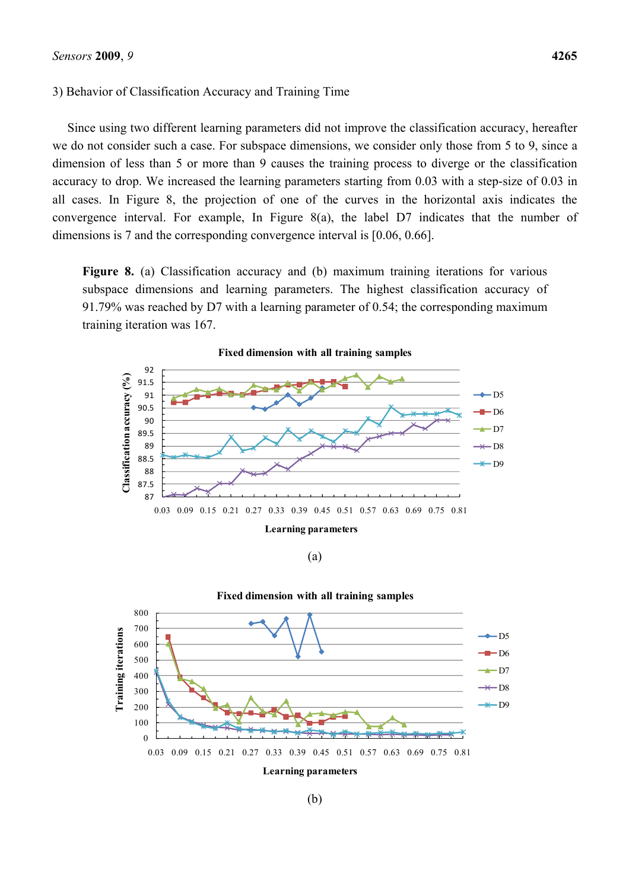3) Behavior of Classification Accuracy and Training Time

Since using two different learning parameters did not improve the classification accuracy, hereafter we do not consider such a case. For subspace dimensions, we consider only those from 5 to 9, since a dimension of less than 5 or more than 9 causes the training process to diverge or the classification accuracy to drop. We increased the learning parameters starting from 0.03 with a step-size of 0.03 in all cases. In Figure 8, the projection of one of the curves in the horizontal axis indicates the convergence interval. For example, In Figure 8(a), the label D7 indicates that the number of dimensions is 7 and the corresponding convergence interval is [0.06, 0.66].

**Figure 8.** (a) Classification accuracy and (b) maximum training iterations for various subspace dimensions and learning parameters. The highest classification accuracy of 91.79% was reached by D7 with a learning parameter of 0.54; the corresponding maximum training iteration was 167.

(a)

(b)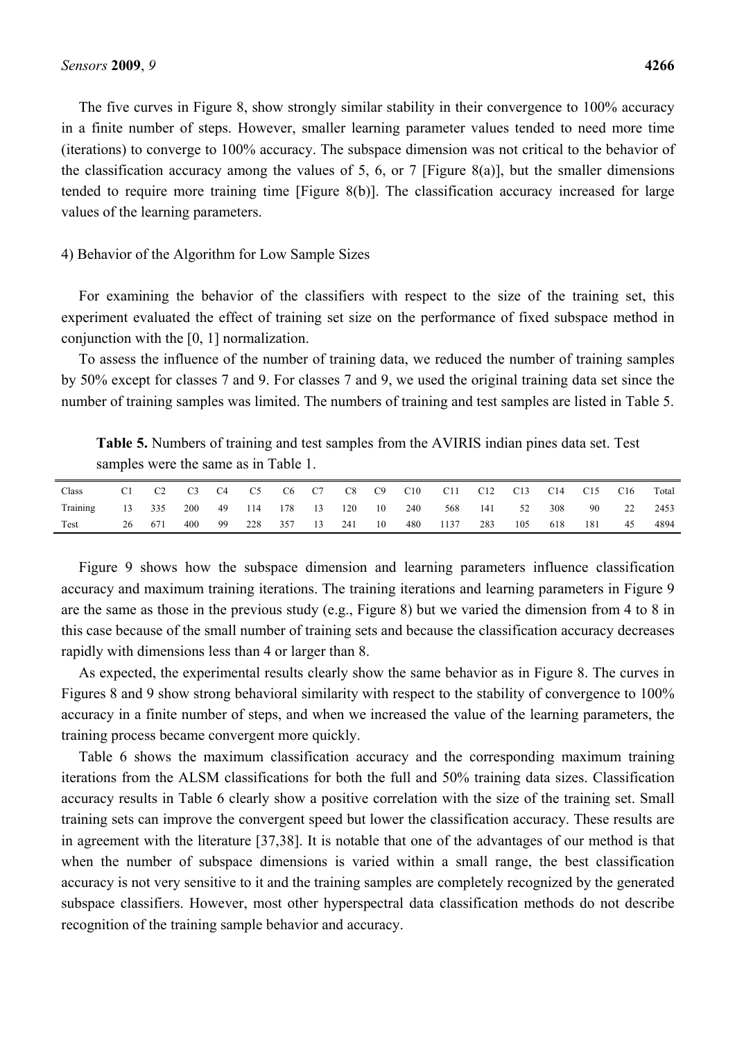The five curves in Figure 8, show strongly similar stability in their convergence to 100% accuracy in a finite number of steps. However, smaller learning parameter values tended to need more time (iterations) to converge to 100% accuracy. The subspace dimension was not critical to the behavior of the classification accuracy among the values of 5, 6, or 7 [Figure 8(a)], but the smaller dimensions tended to require more training time [Figure 8(b)]. The classification accuracy increased for large values of the learning parameters.

4) Behavior of the Algorithm for Low Sample Sizes

For examining the behavior of the classifiers with respect to the size of the training set, this experiment evaluated the effect of training set size on the performance of fixed subspace method in conjunction with the [0, 1] normalization.

To assess the influence of the number of training data, we reduced the number of training samples by 50% except for classes 7 and 9. For classes 7 and 9, we used the original training data set since the number of training samples was limited. The numbers of training and test samples are listed in Table 5.

**Table 5.** Numbers of training and test samples from the AVIRIS indian pines data set. Test samples were the same as in Table 1.

| Class | C1 | C2 | C3 | C4 | C5 | C6 | C7 | C8 | C9 | C10 | C11 | C12 | C13 | C14 | C15 | C16 | Total |
|---|---|---|---|---|---|---|---|---|---|---|---|---|---|---|---|---|---|
| Training | 13 | 335 | 200 | 49 | 114 | 178 | 13 | 120 | 10 | 240 | 568 | 141 | 52 | 308 | 90 | 22 | 2453 |
| Test | 26 | 671 | 400 | 99 | 228 | 357 | 13 | 241 | 10 | 480 | 1137 | 283 | 105 | 618 | 181 | 45 | 4894 |

Figure 9 shows how the subspace dimension and learning parameters influence classification accuracy and maximum training iterations. The training iterations and learning parameters in Figure 9 are the same as those in the previous study (e.g., Figure 8) but we varied the dimension from 4 to 8 in this case because of the small number of training sets and because the classification accuracy decreases rapidly with dimensions less than 4 or larger than 8.

As expected, the experimental results clearly show the same behavior as in Figure 8. The curves in Figures 8 and 9 show strong behavioral similarity with respect to the stability of convergence to 100% accuracy in a finite number of steps, and when we increased the value of the learning parameters, the training process became convergent more quickly.

Table 6 shows the maximum classification accuracy and the corresponding maximum training iterations from the ALSM classifications for both the full and 50% training data sizes. Classification accuracy results in Table 6 clearly show a positive correlation with the size of the training set. Small training sets can improve the convergent speed but lower the classification accuracy. These results are in agreement with the literature [37,38]. It is notable that one of the advantages of our method is that when the number of subspace dimensions is varied within a small range, the best classification accuracy is not very sensitive to it and the training samples are completely recognized by the generated subspace classifiers. However, most other hyperspectral data classification methods do not describe recognition of the training sample behavior and accuracy.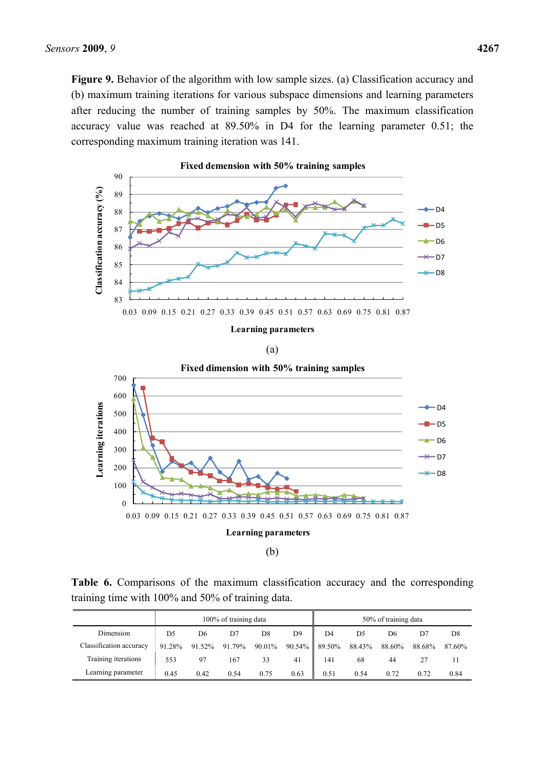**Figure 9.** Behavior of the algorithm with low sample sizes. (a) Classification accuracy and (b) maximum training iterations for various subspace dimensions and learning parameters after reducing the number of training samples by 50%. The maximum classification accuracy value was reached at 89.50% in D4 for the learning parameter 0.51; the corresponding maximum training iteration was 141.

(a)

(b)

**Table 6.** Comparisons of the maximum classification accuracy and the corresponding training time with 100% and 50% of training data.

| | 100% of training data | | | | | 50% of training data | | | | |
|---|---|---|---|---|---|---|---|---|---|---|
| Dimension | D5 | D6 | D7 | D8 | D9 | D4 | D5 | D6 | D7 | D8 |
| Classification accuracy | 91.28% | 91.52% | 91.79% | 90.01% | 90.54% | 89.50% | 88.43% | 88.60% | 88.68% | 87.60% |
| Training iterations | 553 | 97 | 167 | 33 | 41 | 141 | 68 | 44 | 27 | 11 |
| Learning parameter | 0.45 | 0.42 | 0.54 | 0.75 | 0.63 | 0.51 | 0.54 | 0.72 | 0.72 | 0.84 |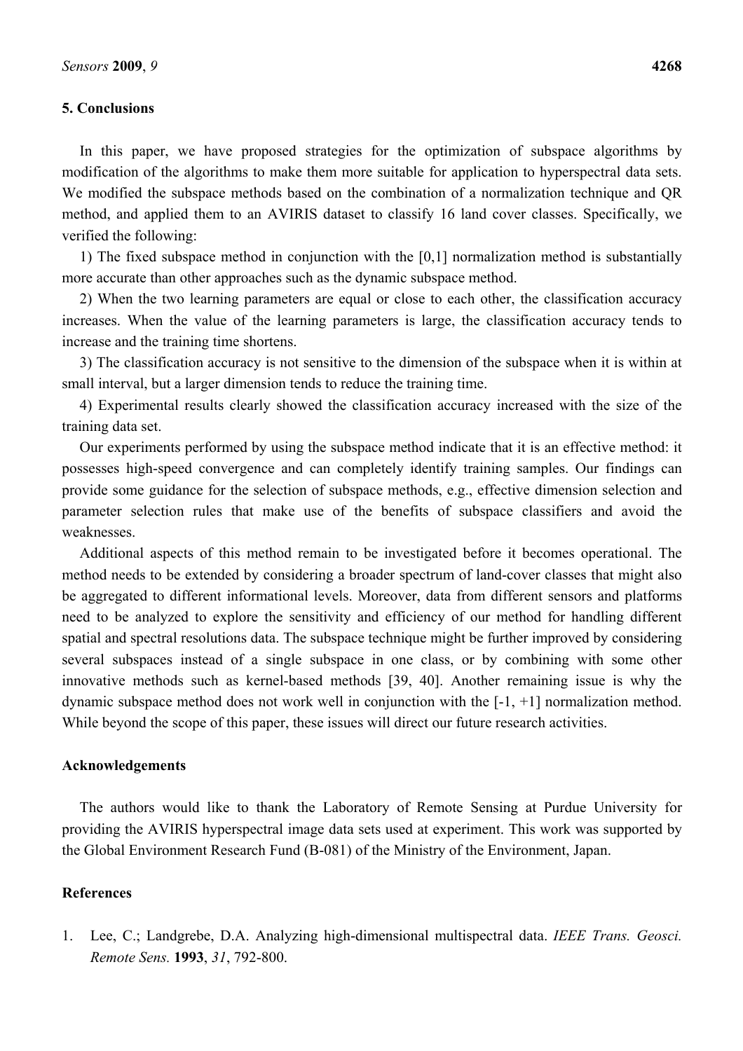## 5. Conclusions

In this paper, we have proposed strategies for the optimization of subspace algorithms by modification of the algorithms to make them more suitable for application to hyperspectral data sets. We modified the subspace methods based on the combination of a normalization technique and QR method, and applied them to an AVIRIS dataset to classify 16 land cover classes. Specifically, we verified the following:

1) The fixed subspace method in conjunction with the [0,1] normalization method is substantially more accurate than other approaches such as the dynamic subspace method.

2) When the two learning parameters are equal or close to each other, the classification accuracy increases. When the value of the learning parameters is large, the classification accuracy tends to increase and the training time shortens.

3) The classification accuracy is not sensitive to the dimension of the subspace when it is within at small interval, but a larger dimension tends to reduce the training time.

4) Experimental results clearly showed the classification accuracy increased with the size of the training data set.

Our experiments performed by using the subspace method indicate that it is an effective method: it possesses high-speed convergence and can completely identify training samples. Our findings can provide some guidance for the selection of subspace methods, e.g., effective dimension selection and parameter selection rules that make use of the benefits of subspace classifiers and avoid the weaknesses.

Additional aspects of this method remain to be investigated before it becomes operational. The method needs to be extended by considering a broader spectrum of land-cover classes that might also be aggregated to different informational levels. Moreover, data from different sensors and platforms need to be analyzed to explore the sensitivity and efficiency of our method for handling different spatial and spectral resolutions data. The subspace technique might be further improved by considering several subspaces instead of a single subspace in one class, or by combining with some other innovative methods such as kernel-based methods [39, 40]. Another remaining issue is why the dynamic subspace method does not work well in conjunction with the [-1, +1] normalization method. While beyond the scope of this paper, these issues will direct our future research activities.

## Acknowledgements

The authors would like to thank the Laboratory of Remote Sensing at Purdue University for providing the AVIRIS hyperspectral image data sets used at experiment. This work was supported by the Global Environment Research Fund (B-081) of the Ministry of the Environment, Japan.

## References

1. Lee, C.; Landgrebe, D.A. Analyzing high-dimensional multispectral data. *IEEE Trans. Geosci. Remote Sens.* **1993**, *31*, 792-800.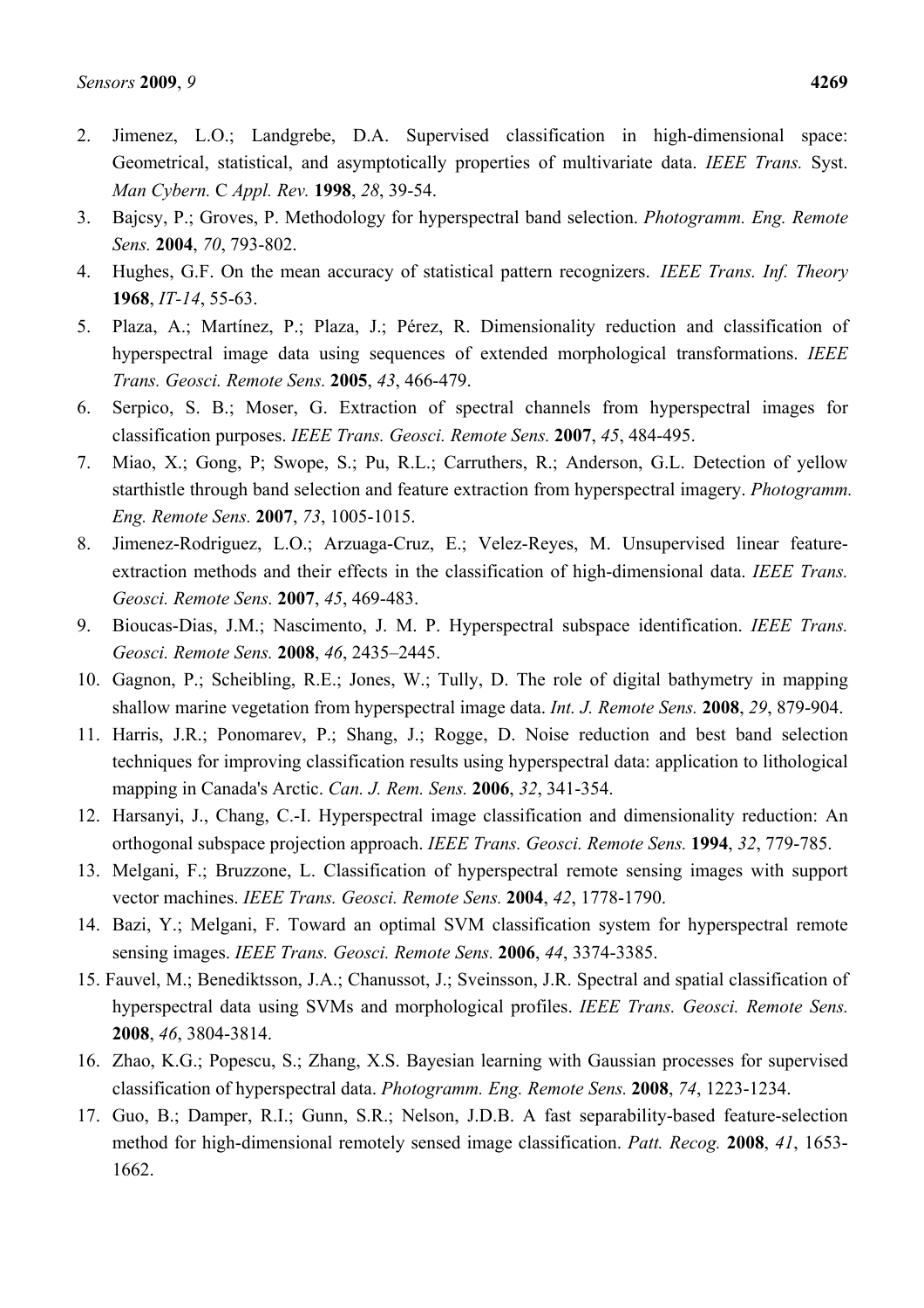2. Jimenez, L.O.; Landgrebe, D.A. Supervised classification in high-dimensional space: Geometrical, statistical, and asymptotically properties of multivariate data. *IEEE Trans.* Syst. *Man Cybern.* C *Appl. Rev.* **1998**, *28*, 39-54.
3. Bajcsy, P.; Groves, P. Methodology for hyperspectral band selection. *Photogramm. Eng. Remote Sens.* **2004**, *70*, 793-802.
4. Hughes, G.F. On the mean accuracy of statistical pattern recognizers. *IEEE Trans. Inf. Theory* **1968**, *IT-14*, 55-63.
5. Plaza, A.; Martínez, P.; Plaza, J.; Pérez, R. Dimensionality reduction and classification of hyperspectral image data using sequences of extended morphological transformations. *IEEE Trans. Geosci. Remote Sens.* **2005**, *43*, 466-479.
6. Serpico, S. B.; Moser, G. Extraction of spectral channels from hyperspectral images for classification purposes. *IEEE Trans. Geosci. Remote Sens.* **2007**, *45*, 484-495.
7. Miao, X.; Gong, P; Swope, S.; Pu, R.L.; Carruthers, R.; Anderson, G.L. Detection of yellow starthistle through band selection and feature extraction from hyperspectral imagery. *Photogramm. Eng. Remote Sens.* **2007**, *73*, 1005-1015.
8. Jimenez-Rodriguez, L.O.; Arzuaga-Cruz, E.; Velez-Reyes, M. Unsupervised linear feature-extraction methods and their effects in the classification of high-dimensional data. *IEEE Trans. Geosci. Remote Sens.* **2007**, *45*, 469-483.
9. Bioucas-Dias, J.M.; Nascimento, J. M. P. Hyperspectral subspace identification. *IEEE Trans. Geosci. Remote Sens.* **2008**, *46*, 2435–2445.
10. Gagnon, P.; Scheibling, R.E.; Jones, W.; Tully, D. The role of digital bathymetry in mapping shallow marine vegetation from hyperspectral image data. *Int. J. Remote Sens.* **2008**, *29*, 879-904.
11. Harris, J.R.; Ponomarev, P.; Shang, J.; Rogge, D. Noise reduction and best band selection techniques for improving classification results using hyperspectral data: application to lithological mapping in Canada's Arctic. *Can. J. Rem. Sens.* **2006**, *32*, 341-354.
12. Harsanyi, J., Chang, C.-I. Hyperspectral image classification and dimensionality reduction: An orthogonal subspace projection approach. *IEEE Trans. Geosci. Remote Sens.* **1994**, *32*, 779-785.
13. Melgani, F.; Bruzzone, L. Classification of hyperspectral remote sensing images with support vector machines. *IEEE Trans. Geosci. Remote Sens.* **2004**, *42*, 1778-1790.
14. Bazi, Y.; Melgani, F. Toward an optimal SVM classification system for hyperspectral remote sensing images. *IEEE Trans. Geosci. Remote Sens.* **2006**, *44*, 3374-3385.
15. Fauvel, M.; Benediktsson, J.A.; Chanussot, J.; Sveinsson, J.R. Spectral and spatial classification of hyperspectral data using SVMs and morphological profiles. *IEEE Trans. Geosci. Remote Sens.* **2008**, *46*, 3804-3814.
16. Zhao, K.G.; Popescu, S.; Zhang, X.S. Bayesian learning with Gaussian processes for supervised classification of hyperspectral data. *Photogramm. Eng. Remote Sens.* **2008**, *74*, 1223-1234.
17. Guo, B.; Damper, R.I.; Gunn, S.R.; Nelson, J.D.B. A fast separability-based feature-selection method for high-dimensional remotely sensed image classification. *Patt. Recog.* **2008**, *41*, 1653-1662.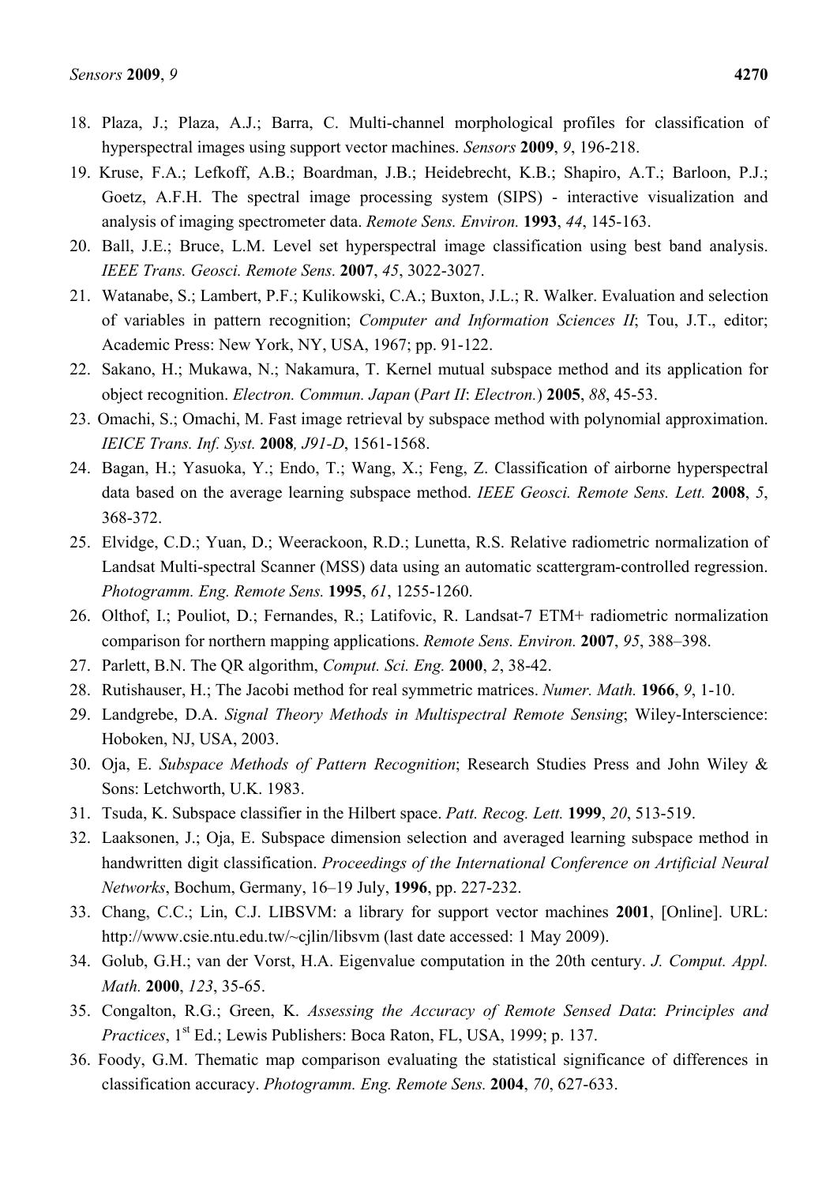18. Plaza, J.; Plaza, A.J.; Barra, C. Multi-channel morphological profiles for classification of hyperspectral images using support vector machines. *Sensors* **2009**, *9*, 196-218.
19. Kruse, F.A.; Lefkoff, A.B.; Boardman, J.B.; Heidebrecht, K.B.; Shapiro, A.T.; Barloon, P.J.; Goetz, A.F.H. The spectral image processing system (SIPS) - interactive visualization and analysis of imaging spectrometer data. *Remote Sens. Environ.* **1993**, *44*, 145-163.
20. Ball, J.E.; Bruce, L.M. Level set hyperspectral image classification using best band analysis. *IEEE Trans. Geosci. Remote Sens.* **2007**, *45*, 3022-3027.
21. Watanabe, S.; Lambert, P.F.; Kulikowski, C.A.; Buxton, J.L.; R. Walker. Evaluation and selection of variables in pattern recognition; *Computer and Information Sciences II*; Tou, J.T., editor; Academic Press: New York, NY, USA, 1967; pp. 91-122.
22. Sakano, H.; Mukawa, N.; Nakamura, T. Kernel mutual subspace method and its application for object recognition. *Electron. Commun. Japan* (*Part II*: *Electron.*) **2005**, *88*, 45-53.
23. Omachi, S.; Omachi, M. Fast image retrieval by subspace method with polynomial approximation. *IEICE Trans. Inf. Syst.* **2008***, J91-D*, 1561-1568.
24. Bagan, H.; Yasuoka, Y.; Endo, T.; Wang, X.; Feng, Z. Classification of airborne hyperspectral data based on the average learning subspace method. *IEEE Geosci. Remote Sens. Lett.* **2008**, *5*, 368-372.
25. Elvidge, C.D.; Yuan, D.; Weerackoon, R.D.; Lunetta, R.S. Relative radiometric normalization of Landsat Multi-spectral Scanner (MSS) data using an automatic scattergram-controlled regression. *Photogramm. Eng. Remote Sens.* **1995**, *61*, 1255-1260.
26. Olthof, I.; Pouliot, D.; Fernandes, R.; Latifovic, R. Landsat-7 ETM+ radiometric normalization comparison for northern mapping applications. *Remote Sens. Environ.* **2007**, *95*, 388–398.
27. Parlett, B.N. The QR algorithm, *Comput. Sci. Eng.* **2000**, *2*, 38-42.
28. Rutishauser, H.; The Jacobi method for real symmetric matrices. *Numer. Math.* **1966**, *9*, 1-10.
29. Landgrebe, D.A. *Signal Theory Methods in Multispectral Remote Sensing*; Wiley-Interscience: Hoboken, NJ, USA, 2003.
30. Oja, E. *Subspace Methods of Pattern Recognition*; Research Studies Press and John Wiley & Sons: Letchworth, U.K. 1983.
31. Tsuda, K. Subspace classifier in the Hilbert space. *Patt. Recog. Lett.* **1999**, *20*, 513-519.
32. Laaksonen, J.; Oja, E. Subspace dimension selection and averaged learning subspace method in handwritten digit classification. *Proceedings of the International Conference on Artificial Neural Networks*, Bochum, Germany, 16–19 July, **1996**, pp. 227-232.
33. Chang, C.C.; Lin, C.J. LIBSVM: a library for support vector machines **2001**, [Online]. URL: http://www.csie.ntu.edu.tw/~cjlin/libsvm (last date accessed: 1 May 2009).
34. Golub, G.H.; van der Vorst, H.A. Eigenvalue computation in the 20th century. *J. Comput. Appl. Math.* **2000**, *123*, 35-65.
35. Congalton, R.G.; Green, K. *Assessing the Accuracy of Remote Sensed Data*: *Principles and Practices*, 1st Ed.; Lewis Publishers: Boca Raton, FL, USA, 1999; p. 137.
36. Foody, G.M. Thematic map comparison evaluating the statistical significance of differences in classification accuracy. *Photogramm. Eng. Remote Sens.* **2004**, *70*, 627-633.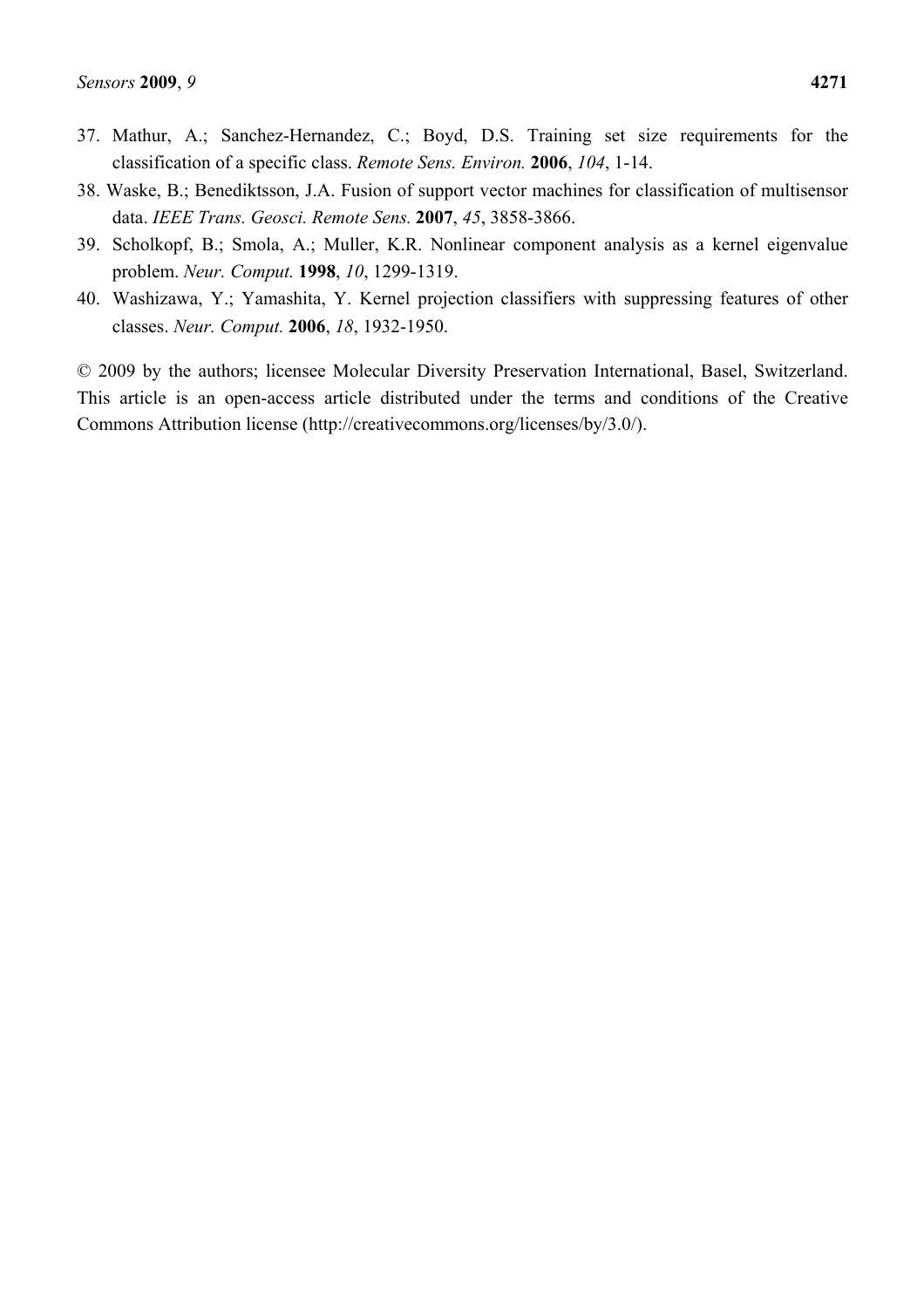37. Mathur, A.; Sanchez-Hernandez, C.; Boyd, D.S. Training set size requirements for the classification of a specific class. *Remote Sens. Environ.* **2006**, *104*, 1-14.
38. Waske, B.; Benediktsson, J.A. Fusion of support vector machines for classification of multisensor data. *IEEE Trans. Geosci. Remote Sens.* **2007**, *45*, 3858-3866.
39. Scholkopf, B.; Smola, A.; Muller, K.R. Nonlinear component analysis as a kernel eigenvalue problem. *Neur. Comput.* **1998**, *10*, 1299-1319.
40. Washizawa, Y.; Yamashita, Y. Kernel projection classifiers with suppressing features of other classes. *Neur. Comput.* **2006**, *18*, 1932-1950.

© 2009 by the authors; licensee Molecular Diversity Preservation International, Basel, Switzerland. This article is an open-access article distributed under the terms and conditions of the Creative Commons Attribution license (http://creativecommons.org/licenses/by/3.0/).